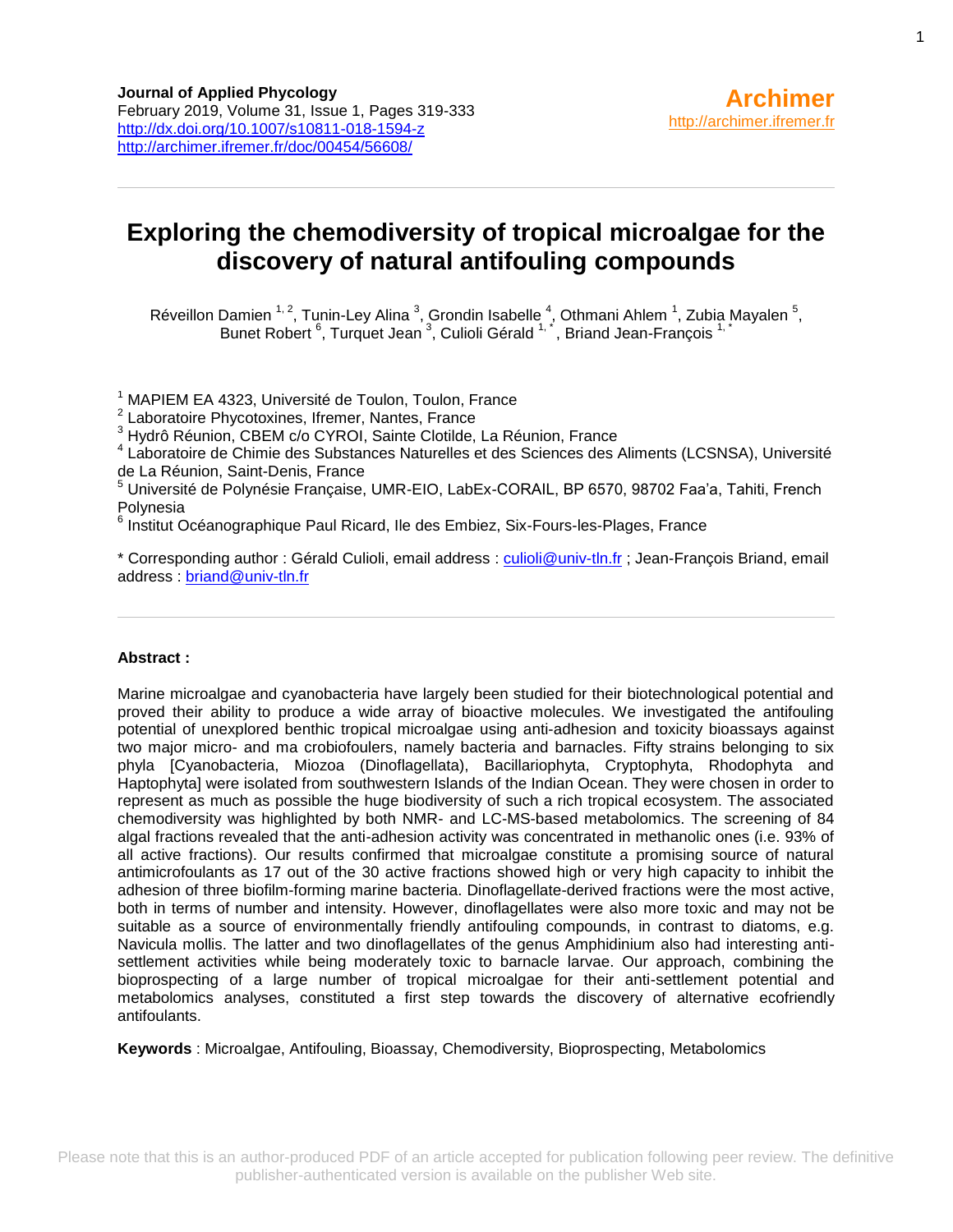**Journal of Applied Phycology**
February 2019, Volume 31, Issue 1, Pages 319-333
http://dx.doi.org/10.1007/s10811-018-1594-z
http://archimer.ifremer.fr/doc/00454/56608/

**Archimer**
http://archimer.ifremer.fr

# Exploring the chemodiversity of tropical microalgae for the discovery of natural antifouling compounds

Réveillon Damien [1, 2], Tunin-Ley Alina [3], Grondin Isabelle [4], Othmani Ahlem [1], Zubia Mayalen [5], Bunet Robert [6], Turquet Jean [3], Culioli Gérald [1, *], Briand Jean-François [1, *]

[1] MAPIEM EA 4323, Université de Toulon, Toulon, France
[2] Laboratoire Phycotoxines, Ifremer, Nantes, France
[3] Hydrô Réunion, CBEM c/o CYROI, Sainte Clotilde, La Réunion, France
[4] Laboratoire de Chimie des Substances Naturelles et des Sciences des Aliments (LCSNSA), Université de La Réunion, Saint-Denis, France
[5] Université de Polynésie Française, UMR-EIO, LabEx-CORAIL, BP 6570, 98702 Faa'a, Tahiti, French Polynesia
[6] Institut Océanographique Paul Ricard, Ile des Embiez, Six-Fours-les-Plages, France

* Corresponding author : Gérald Culioli, email address : culioli@univ-tln.fr ; Jean-François Briand, email address : briand@univ-tln.fr

## Abstract :

Marine microalgae and cyanobacteria have largely been studied for their biotechnological potential and proved their ability to produce a wide array of bioactive molecules. We investigated the antifouling potential of unexplored benthic tropical microalgae using anti-adhesion and toxicity bioassays against two major micro- and ma crobiofoulers, namely bacteria and barnacles. Fifty strains belonging to six phyla [Cyanobacteria, Miozoa (Dinoflagellata), Bacillariophyta, Cryptophyta, Rhodophyta and Haptophyta] were isolated from southwestern Islands of the Indian Ocean. They were chosen in order to represent as much as possible the huge biodiversity of such a rich tropical ecosystem. The associated chemodiversity was highlighted by both NMR- and LC-MS-based metabolomics. The screening of 84 algal fractions revealed that the anti-adhesion activity was concentrated in methanolic ones (i.e. 93% of all active fractions). Our results confirmed that microalgae constitute a promising source of natural antimicrofoulants as 17 out of the 30 active fractions showed high or very high capacity to inhibit the adhesion of three biofilm-forming marine bacteria. Dinoflagellate-derived fractions were the most active, both in terms of number and intensity. However, dinoflagellates were also more toxic and may not be suitable as a source of environmentally friendly antifouling compounds, in contrast to diatoms, e.g. Navicula mollis. The latter and two dinoflagellates of the genus Amphidinium also had interesting anti-settlement activities while being moderately toxic to barnacle larvae. Our approach, combining the bioprospecting of a large number of tropical microalgae for their anti-settlement potential and metabolomics analyses, constituted a first step towards the discovery of alternative ecofriendly antifoulants.

**Keywords** : Microalgae, Antifouling, Bioassay, Chemodiversity, Bioprospecting, Metabolomics

Please note that this is an author-produced PDF of an article accepted for publication following peer review. The definitive publisher-authenticated version is available on the publisher Web site.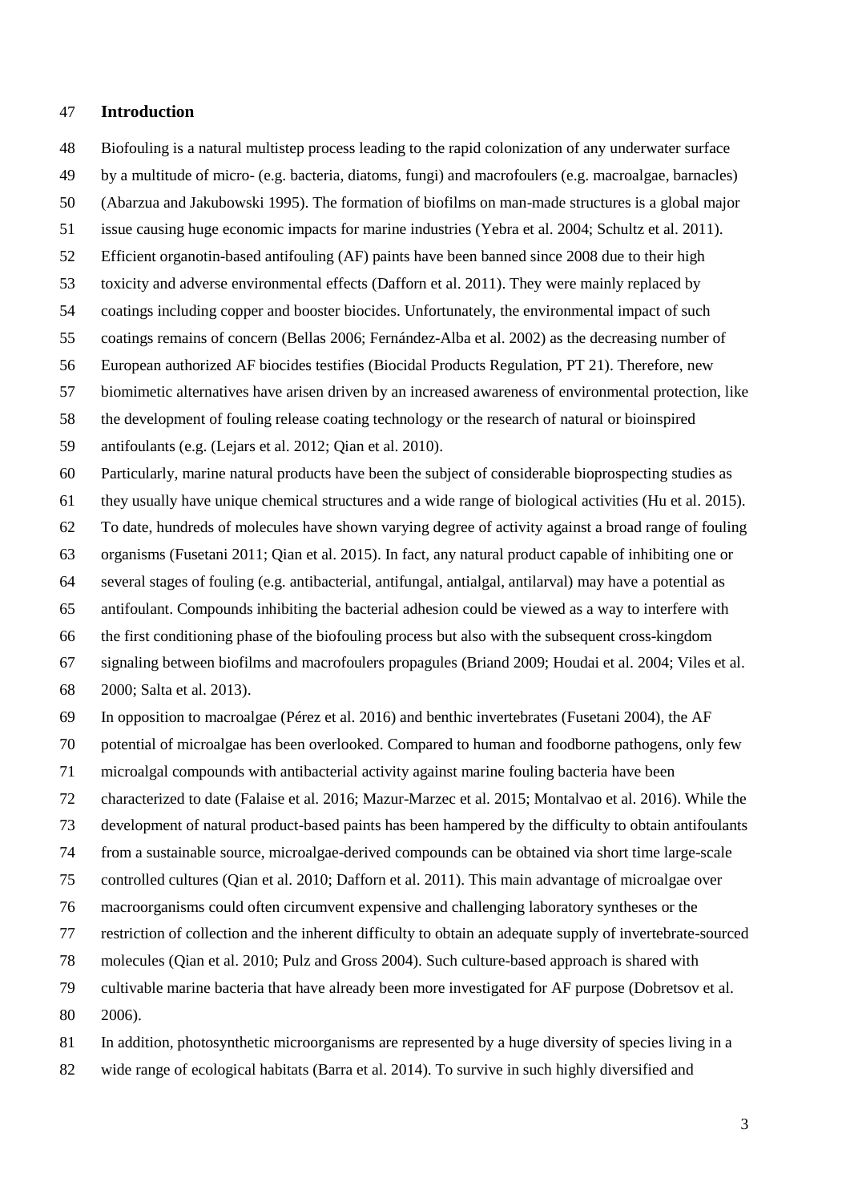## Introduction

Biofouling is a natural multistep process leading to the rapid colonization of any underwater surface by a multitude of micro- (e.g. bacteria, diatoms, fungi) and macrofoulers (e.g. macroalgae, barnacles) (Abarzua and Jakubowski 1995). The formation of biofilms on man-made structures is a global major issue causing huge economic impacts for marine industries (Yebra et al. 2004; Schultz et al. 2011). Efficient organotin-based antifouling (AF) paints have been banned since 2008 due to their high toxicity and adverse environmental effects (Dafforn et al. 2011). They were mainly replaced by coatings including copper and booster biocides. Unfortunately, the environmental impact of such coatings remains of concern (Bellas 2006; Fernández-Alba et al. 2002) as the decreasing number of European authorized AF biocides testifies (Biocidal Products Regulation, PT 21). Therefore, new biomimetic alternatives have arisen driven by an increased awareness of environmental protection, like the development of fouling release coating technology or the research of natural or bioinspired antifoulants (e.g. (Lejars et al. 2012; Qian et al. 2010).

Particularly, marine natural products have been the subject of considerable bioprospecting studies as they usually have unique chemical structures and a wide range of biological activities (Hu et al. 2015). To date, hundreds of molecules have shown varying degree of activity against a broad range of fouling organisms (Fusetani 2011; Qian et al. 2015). In fact, any natural product capable of inhibiting one or several stages of fouling (e.g. antibacterial, antifungal, antialgal, antilarval) may have a potential as antifoulant. Compounds inhibiting the bacterial adhesion could be viewed as a way to interfere with the first conditioning phase of the biofouling process but also with the subsequent cross-kingdom signaling between biofilms and macrofoulers propagules (Briand 2009; Houdai et al. 2004; Viles et al. 2000; Salta et al. 2013).

In opposition to macroalgae (Pérez et al. 2016) and benthic invertebrates (Fusetani 2004), the AF potential of microalgae has been overlooked. Compared to human and foodborne pathogens, only few microalgal compounds with antibacterial activity against marine fouling bacteria have been characterized to date (Falaise et al. 2016; Mazur-Marzec et al. 2015; Montalvao et al. 2016). While the development of natural product-based paints has been hampered by the difficulty to obtain antifoulants from a sustainable source, microalgae-derived compounds can be obtained via short time large-scale controlled cultures (Qian et al. 2010; Dafforn et al. 2011). This main advantage of microalgae over macroorganisms could often circumvent expensive and challenging laboratory syntheses or the restriction of collection and the inherent difficulty to obtain an adequate supply of invertebrate-sourced molecules (Qian et al. 2010; Pulz and Gross 2004). Such culture-based approach is shared with cultivable marine bacteria that have already been more investigated for AF purpose (Dobretsov et al. 2006).

In addition, photosynthetic microorganisms are represented by a huge diversity of species living in a wide range of ecological habitats (Barra et al. 2014). To survive in such highly diversified and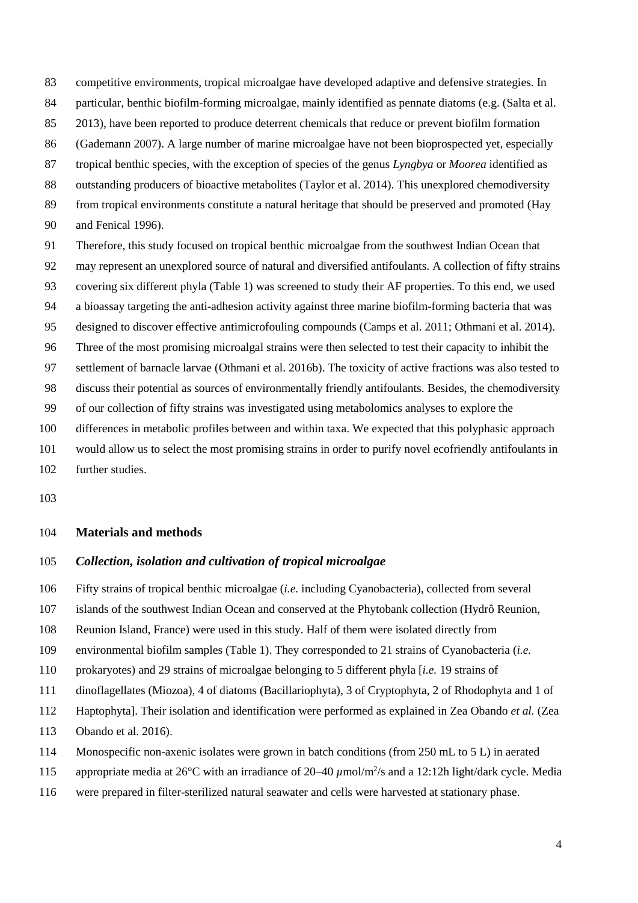competitive environments, tropical microalgae have developed adaptive and defensive strategies. In particular, benthic biofilm-forming microalgae, mainly identified as pennate diatoms (e.g. (Salta et al. 2013), have been reported to produce deterrent chemicals that reduce or prevent biofilm formation (Gademann 2007). A large number of marine microalgae have not been bioprospected yet, especially tropical benthic species, with the exception of species of the genus *Lyngbya* or *Moorea* identified as outstanding producers of bioactive metabolites (Taylor et al. 2014). This unexplored chemodiversity from tropical environments constitute a natural heritage that should be preserved and promoted (Hay and Fenical 1996).

Therefore, this study focused on tropical benthic microalgae from the southwest Indian Ocean that may represent an unexplored source of natural and diversified antifoulants. A collection of fifty strains covering six different phyla (Table 1) was screened to study their AF properties. To this end, we used a bioassay targeting the anti-adhesion activity against three marine biofilm-forming bacteria that was designed to discover effective antimicrofouling compounds (Camps et al. 2011; Othmani et al. 2014). Three of the most promising microalgal strains were then selected to test their capacity to inhibit the settlement of barnacle larvae (Othmani et al. 2016b). The toxicity of active fractions was also tested to discuss their potential as sources of environmentally friendly antifoulants. Besides, the chemodiversity of our collection of fifty strains was investigated using metabolomics analyses to explore the differences in metabolic profiles between and within taxa. We expected that this polyphasic approach would allow us to select the most promising strains in order to purify novel ecofriendly antifoulants in further studies.

## Materials and methods

### *Collection, isolation and cultivation of tropical microalgae*

Fifty strains of tropical benthic microalgae (*i.e.* including Cyanobacteria), collected from several islands of the southwest Indian Ocean and conserved at the Phytobank collection (Hydrô Reunion, Reunion Island, France) were used in this study. Half of them were isolated directly from environmental biofilm samples (Table 1). They corresponded to 21 strains of Cyanobacteria (*i.e.* prokaryotes) and 29 strains of microalgae belonging to 5 different phyla [*i.e.* 19 strains of dinoflagellates (Miozoa), 4 of diatoms (Bacillariophyta), 3 of Cryptophyta, 2 of Rhodophyta and 1 of Haptophyta]. Their isolation and identification were performed as explained in Zea Obando *et al.* (Zea Obando et al. 2016).

Monospecific non-axenic isolates were grown in batch conditions (from 250 mL to 5 L) in aerated appropriate media at 26°C with an irradiance of 20–40 $\mu$mol/m$^2$/s and a 12:12h light/dark cycle. Media were prepared in filter-sterilized natural seawater and cells were harvested at stationary phase.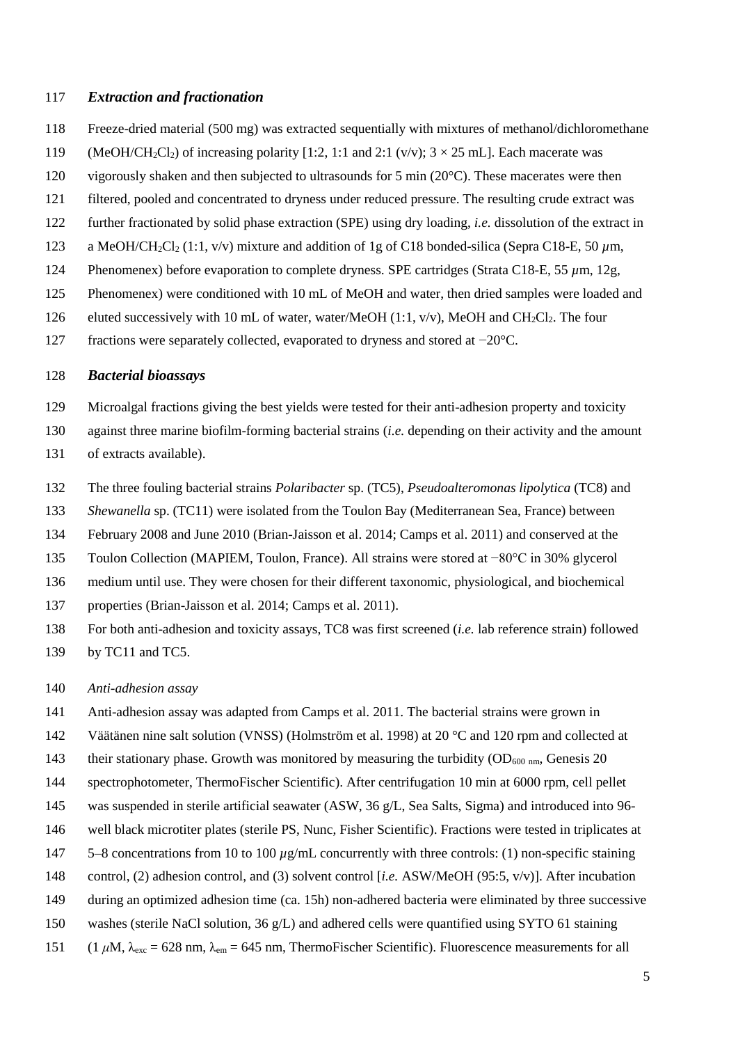### *Extraction and fractionation*

Freeze-dried material (500 mg) was extracted sequentially with mixtures of methanol/dichloromethane ($MeOH/CH_2Cl_2$) of increasing polarity [1:2, 1:1 and 2:1 (v/v); 3 × 25 mL]. Each macerate was vigorously shaken and then subjected to ultrasounds for 5 min (20°C). These macerates were then filtered, pooled and concentrated to dryness under reduced pressure. The resulting crude extract was further fractionated by solid phase extraction (SPE) using dry loading, *i.e.* dissolution of the extract in a $MeOH/CH_2Cl_2$ (1:1, v/v) mixture and addition of 1g of C18 bonded-silica (Sepra C18-E, 50 $\mu$m, Phenomenex) before evaporation to complete dryness. SPE cartridges (Strata C18-E, 55 $\mu$m, 12g, Phenomenex) were conditioned with 10 mL of MeOH and water, then dried samples were loaded and eluted successively with 10 mL of water, water/MeOH (1:1, v/v), MeOH and $CH_2Cl_2$. The four fractions were separately collected, evaporated to dryness and stored at −20°C.

### *Bacterial bioassays*

Microalgal fractions giving the best yields were tested for their anti-adhesion property and toxicity against three marine biofilm-forming bacterial strains (*i.e.* depending on their activity and the amount of extracts available).

The three fouling bacterial strains *Polaribacter* sp. (TC5), *Pseudoalteromonas lipolytica* (TC8) and *Shewanella* sp. (TC11) were isolated from the Toulon Bay (Mediterranean Sea, France) between February 2008 and June 2010 (Brian-Jaisson et al. 2014; Camps et al. 2011) and conserved at the Toulon Collection (MAPIEM, Toulon, France). All strains were stored at −80°C in 30% glycerol medium until use. They were chosen for their different taxonomic, physiological, and biochemical properties (Brian-Jaisson et al. 2014; Camps et al. 2011).

For both anti-adhesion and toxicity assays, TC8 was first screened (*i.e.* lab reference strain) followed by TC11 and TC5.

*Anti-adhesion assay*

Anti-adhesion assay was adapted from Camps et al. 2011. The bacterial strains were grown in Väätänen nine salt solution (VNSS) (Holmström et al. 1998) at 20 °C and 120 rpm and collected at their stationary phase. Growth was monitored by measuring the turbidity ($OD_{600\ nm}$, Genesis 20 spectrophotometer, ThermoFischer Scientific). After centrifugation 10 min at 6000 rpm, cell pellet was suspended in sterile artificial seawater (ASW, 36 g/L, Sea Salts, Sigma) and introduced into 96-well black microtiter plates (sterile PS, Nunc, Fisher Scientific). Fractions were tested in triplicates at 5–8 concentrations from 10 to 100 $\mu$g/mL concurrently with three controls: (1) non-specific staining control, (2) adhesion control, and (3) solvent control [*i.e.* ASW/MeOH (95:5, v/v)]. After incubation during an optimized adhesion time (ca. 15h) non-adhered bacteria were eliminated by three successive washes (sterile NaCl solution, 36 g/L) and adhered cells were quantified using SYTO 61 staining (1 $\mu$M, $\lambda_{exc}$ = 628 nm, $\lambda_{em}$ = 645 nm, ThermoFischer Scientific). Fluorescence measurements for all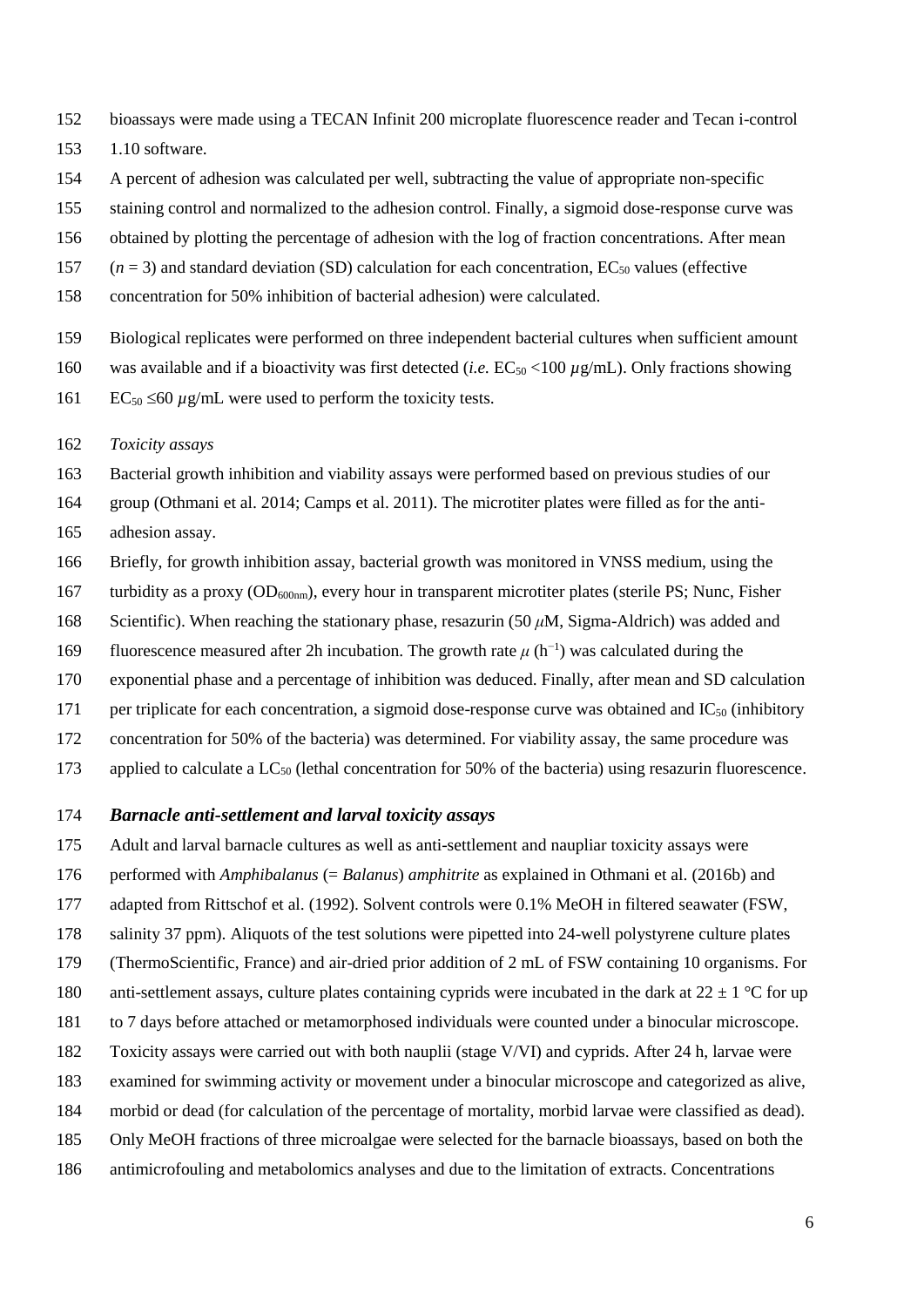bioassays were made using a TECAN Infinit 200 microplate fluorescence reader and Tecan i-control 1.10 software.

A percent of adhesion was calculated per well, subtracting the value of appropriate non-specific staining control and normalized to the adhesion control. Finally, a sigmoid dose-response curve was obtained by plotting the percentage of adhesion with the log of fraction concentrations. After mean ($n = 3$) and standard deviation (SD) calculation for each concentration, $EC_{50}$ values (effective concentration for 50% inhibition of bacterial adhesion) were calculated.

Biological replicates were performed on three independent bacterial cultures when sufficient amount was available and if a bioactivity was first detected (*i.e.* $EC_{50} < 100$ $\mu$g/mL). Only fractions showing $EC_{50} \leq 60$ $\mu$g/mL were used to perform the toxicity tests.

*Toxicity assays*

Bacterial growth inhibition and viability assays were performed based on previous studies of our group (Othmani et al. 2014; Camps et al. 2011). The microtiter plates were filled as for the anti-adhesion assay.

Briefly, for growth inhibition assay, bacterial growth was monitored in VNSS medium, using the turbidity as a proxy ($OD_{600nm}$), every hour in transparent microtiter plates (sterile PS; Nunc, Fisher Scientific). When reaching the stationary phase, resazurin (50 $\mu$M, Sigma-Aldrich) was added and fluorescence measured after 2h incubation. The growth rate $\mu$ ($h^{-1}$) was calculated during the exponential phase and a percentage of inhibition was deduced. Finally, after mean and SD calculation per triplicate for each concentration, a sigmoid dose-response curve was obtained and $IC_{50}$ (inhibitory concentration for 50% of the bacteria) was determined. For viability assay, the same procedure was applied to calculate a $LC_{50}$ (lethal concentration for 50% of the bacteria) using resazurin fluorescence.

***Barnacle anti-settlement and larval toxicity assays***

Adult and larval barnacle cultures as well as anti-settlement and naupliar toxicity assays were performed with *Amphibalanus* (= *Balanus*) *amphitrite* as explained in Othmani et al. (2016b) and adapted from Rittschof et al. (1992). Solvent controls were 0.1% MeOH in filtered seawater (FSW, salinity 37 ppm). Aliquots of the test solutions were pipetted into 24-well polystyrene culture plates (ThermoScientific, France) and air-dried prior addition of 2 mL of FSW containing 10 organisms. For anti-settlement assays, culture plates containing cyprids were incubated in the dark at $22 \pm 1$ °C for up to 7 days before attached or metamorphosed individuals were counted under a binocular microscope. Toxicity assays were carried out with both nauplii (stage V/VI) and cyprids. After 24 h, larvae were examined for swimming activity or movement under a binocular microscope and categorized as alive, morbid or dead (for calculation of the percentage of mortality, morbid larvae were classified as dead). Only MeOH fractions of three microalgae were selected for the barnacle bioassays, based on both the antimicrofouling and metabolomics analyses and due to the limitation of extracts. Concentrations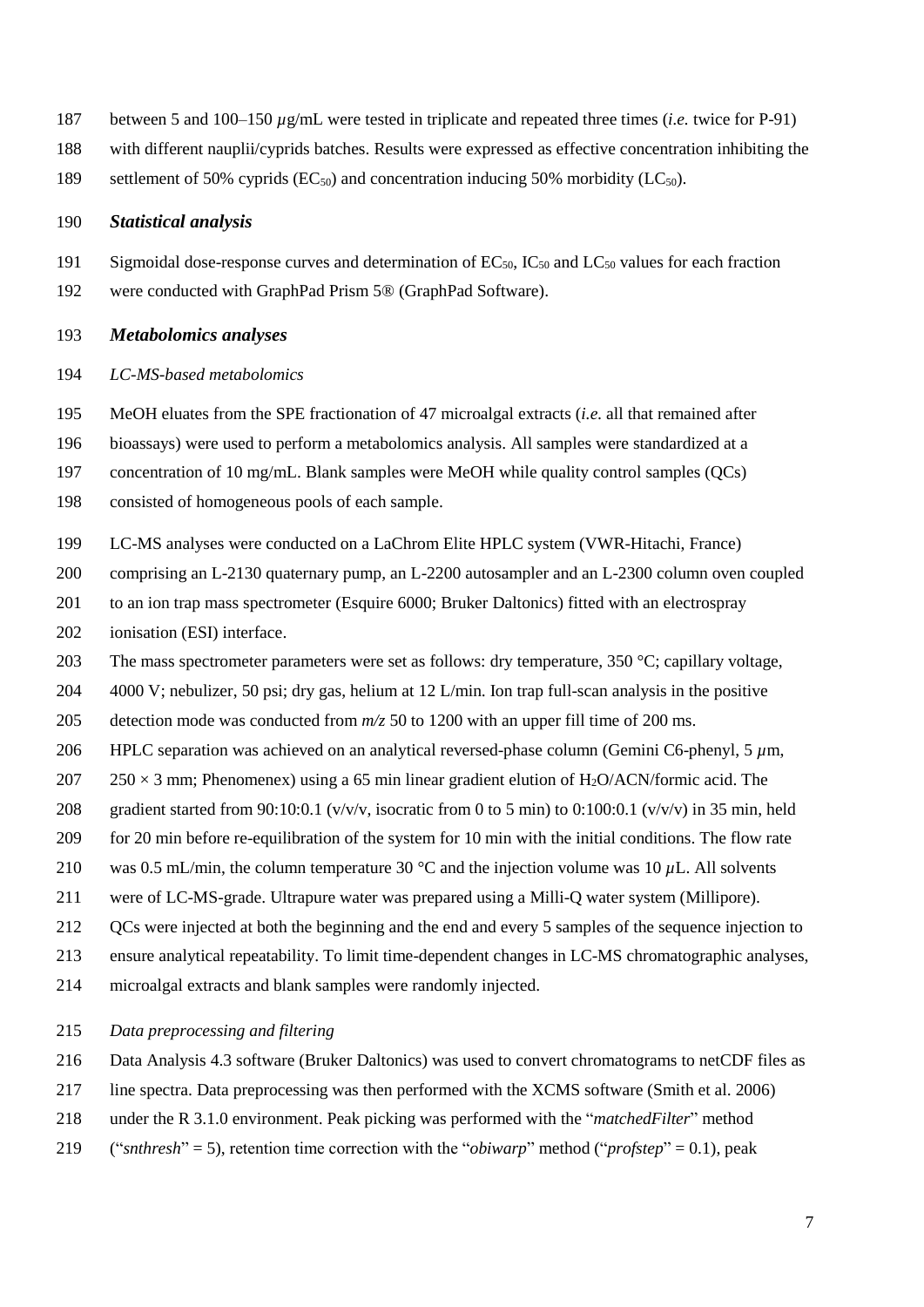between 5 and 100–150 µg/mL were tested in triplicate and repeated three times (*i.e.* twice for P-91) with different nauplii/cyprids batches. Results were expressed as effective concentration inhibiting the settlement of 50% cyprids ($EC_{50}$) and concentration inducing 50% morbidity ($LC_{50}$).

### *Statistical analysis*

Sigmoidal dose-response curves and determination of $EC_{50}$, $IC_{50}$ and $LC_{50}$ values for each fraction were conducted with GraphPad Prism 5® (GraphPad Software).

### *Metabolomics analyses*

#### *LC-MS-based metabolomics*

MeOH eluates from the SPE fractionation of 47 microalgal extracts (*i.e.* all that remained after bioassays) were used to perform a metabolomics analysis. All samples were standardized at a concentration of 10 mg/mL. Blank samples were MeOH while quality control samples (QCs) consisted of homogeneous pools of each sample.

LC-MS analyses were conducted on a LaChrom Elite HPLC system (VWR-Hitachi, France) comprising an L-2130 quaternary pump, an L-2200 autosampler and an L-2300 column oven coupled to an ion trap mass spectrometer (Esquire 6000; Bruker Daltonics) fitted with an electrospray ionisation (ESI) interface.

The mass spectrometer parameters were set as follows: dry temperature, 350 °C; capillary voltage, 4000 V; nebulizer, 50 psi; dry gas, helium at 12 L/min. Ion trap full-scan analysis in the positive detection mode was conducted from *m/z* 50 to 1200 with an upper fill time of 200 ms.

HPLC separation was achieved on an analytical reversed-phase column (Gemini C6-phenyl, 5 µm, 250 × 3 mm; Phenomenex) using a 65 min linear gradient elution of $H_2O$/ACN/formic acid. The gradient started from 90:10:0.1 (v/v/v, isocratic from 0 to 5 min) to 0:100:0.1 (v/v/v) in 35 min, held for 20 min before re-equilibration of the system for 10 min with the initial conditions. The flow rate was 0.5 mL/min, the column temperature 30 °C and the injection volume was 10 µL. All solvents were of LC-MS-grade. Ultrapure water was prepared using a Milli-Q water system (Millipore).

QCs were injected at both the beginning and the end and every 5 samples of the sequence injection to ensure analytical repeatability. To limit time-dependent changes in LC-MS chromatographic analyses, microalgal extracts and blank samples were randomly injected.

#### *Data preprocessing and filtering*

Data Analysis 4.3 software (Bruker Daltonics) was used to convert chromatograms to netCDF files as line spectra. Data preprocessing was then performed with the XCMS software (Smith et al. 2006) under the R 3.1.0 environment. Peak picking was performed with the "*matchedFilter*" method ("*snthresh*" = 5), retention time correction with the "*obiwarp*" method ("*profstep*" = 0.1), peak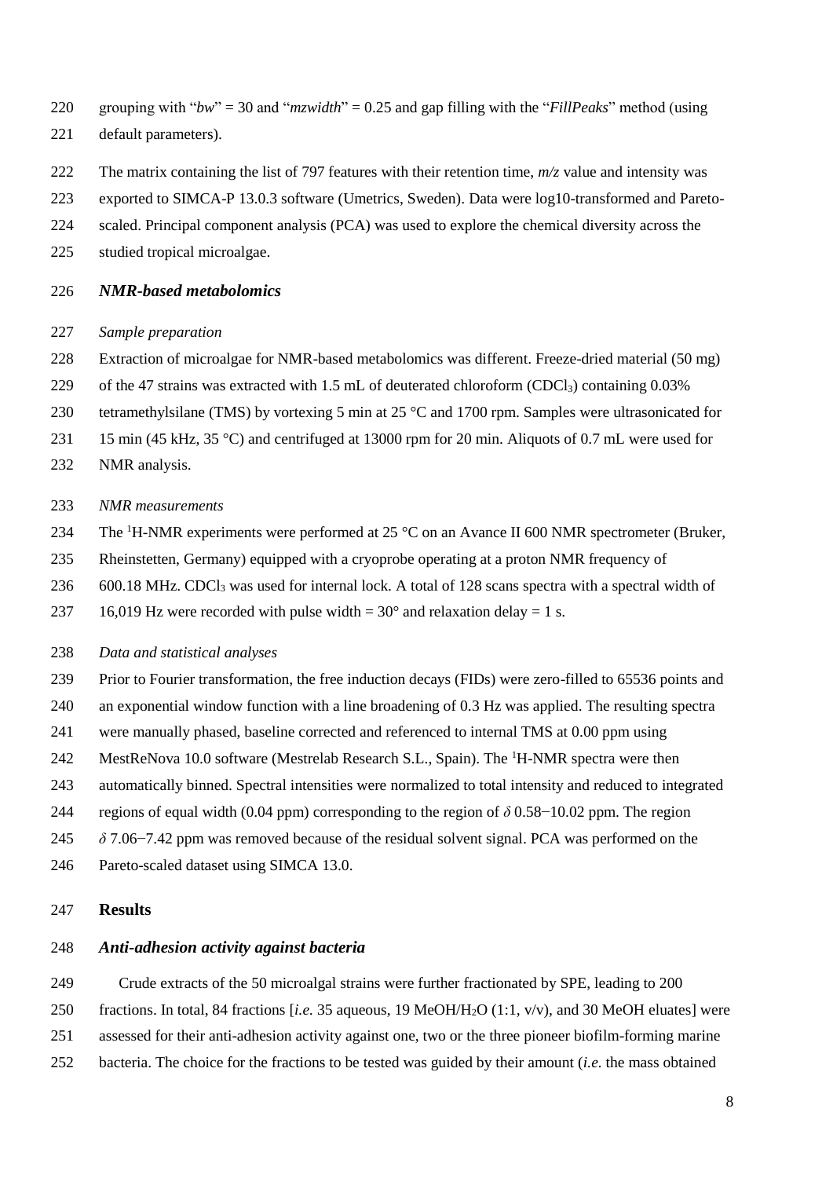grouping with "*bw*" = 30 and "*mzwidth*" = 0.25 and gap filling with the "*FillPeaks*" method (using default parameters).

The matrix containing the list of 797 features with their retention time, *m/z* value and intensity was exported to SIMCA-P 13.0.3 software (Umetrics, Sweden). Data were log10-transformed and Pareto-scaled. Principal component analysis (PCA) was used to explore the chemical diversity across the studied tropical microalgae.

### *NMR-based metabolomics*

*Sample preparation*

Extraction of microalgae for NMR-based metabolomics was different. Freeze-dried material (50 mg) of the 47 strains was extracted with 1.5 mL of deuterated chloroform ($CDCl_3$) containing 0.03% tetramethylsilane (TMS) by vortexing 5 min at 25 °C and 1700 rpm. Samples were ultrasonicated for 15 min (45 kHz, 35 °C) and centrifuged at 13000 rpm for 20 min. Aliquots of 0.7 mL were used for NMR analysis.

*NMR measurements*

The $^1$H-NMR experiments were performed at 25 °C on an Avance II 600 NMR spectrometer (Bruker, Rheinstetten, Germany) equipped with a cryoprobe operating at a proton NMR frequency of 600.18 MHz. $CDCl_3$ was used for internal lock. A total of 128 scans spectra with a spectral width of 16,019 Hz were recorded with pulse width = 30° and relaxation delay = 1 s.

*Data and statistical analyses*

Prior to Fourier transformation, the free induction decays (FIDs) were zero-filled to 65536 points and an exponential window function with a line broadening of 0.3 Hz was applied. The resulting spectra were manually phased, baseline corrected and referenced to internal TMS at 0.00 ppm using MestReNova 10.0 software (Mestrelab Research S.L., Spain). The $^1$H-NMR spectra were then automatically binned. Spectral intensities were normalized to total intensity and reduced to integrated regions of equal width (0.04 ppm) corresponding to the region of $\delta$ 0.58−10.02 ppm. The region $\delta$ 7.06−7.42 ppm was removed because of the residual solvent signal. PCA was performed on the Pareto-scaled dataset using SIMCA 13.0.

## Results

### *Anti-adhesion activity against bacteria*

Crude extracts of the 50 microalgal strains were further fractionated by SPE, leading to 200 fractions. In total, 84 fractions [*i.e.* 35 aqueous, 19 MeOH/$H_2O$ (1:1, v/v), and 30 MeOH eluates] were assessed for their anti-adhesion activity against one, two or the three pioneer biofilm-forming marine bacteria. The choice for the fractions to be tested was guided by their amount (*i.e.* the mass obtained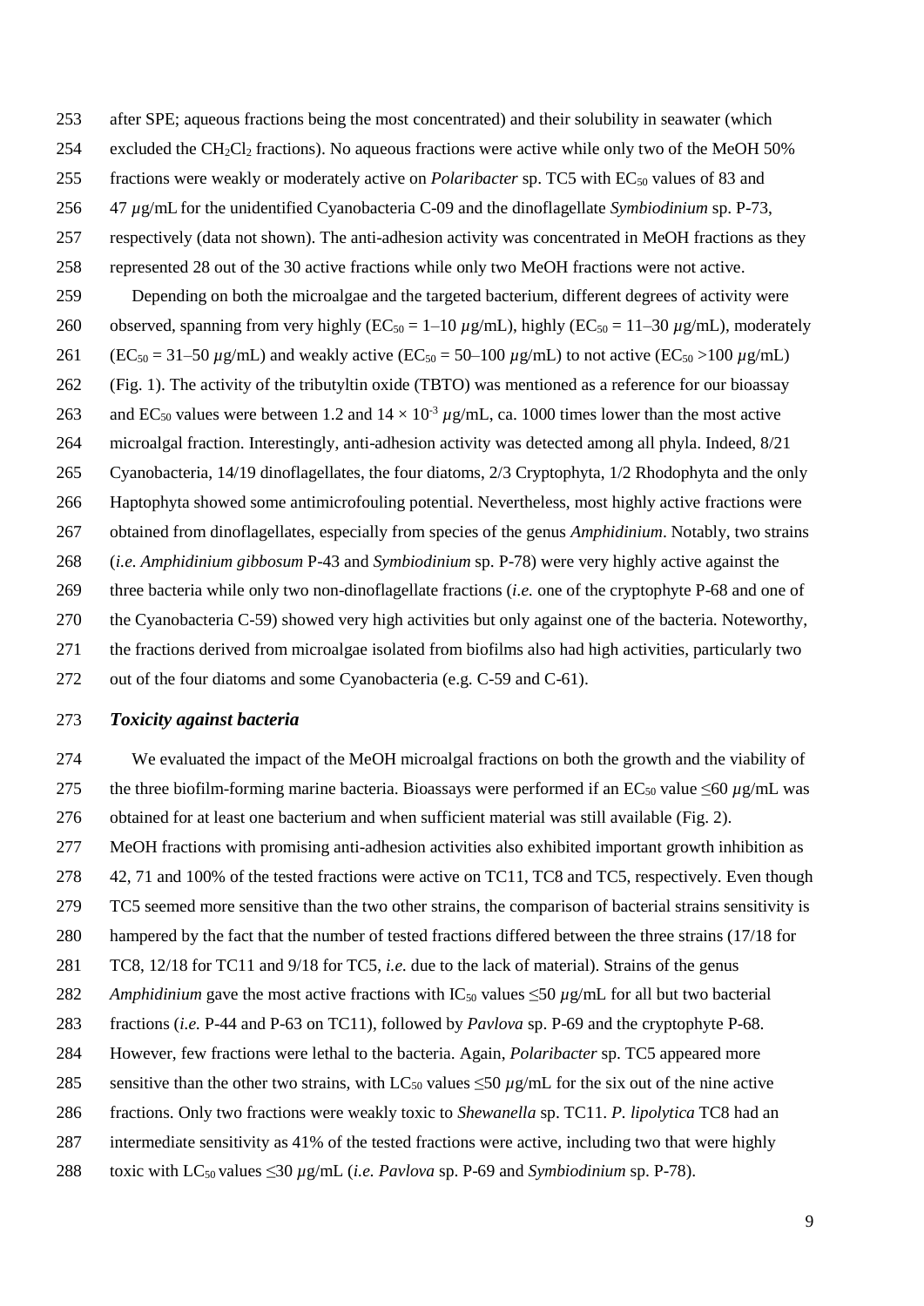after SPE; aqueous fractions being the most concentrated) and their solubility in seawater (which excluded the $CH_2Cl_2$ fractions). No aqueous fractions were active while only two of the MeOH 50% fractions were weakly or moderately active on *Polaribacter* sp. TC5 with $EC_{50}$ values of 83 and 47 $\mu$g/mL for the unidentified Cyanobacteria C-09 and the dinoflagellate *Symbiodinium* sp. P-73, respectively (data not shown). The anti-adhesion activity was concentrated in MeOH fractions as they represented 28 out of the 30 active fractions while only two MeOH fractions were not active.

Depending on both the microalgae and the targeted bacterium, different degrees of activity were observed, spanning from very highly ($EC_{50}$ = 1–10 $\mu$g/mL), highly ($EC_{50}$ = 11–30 $\mu$g/mL), moderately ($EC_{50}$ = 31–50 $\mu$g/mL) and weakly active ($EC_{50}$ = 50–100 $\mu$g/mL) to not active ($EC_{50}$ >100 $\mu$g/mL) (Fig. 1). The activity of the tributyltin oxide (TBTO) was mentioned as a reference for our bioassay and $EC_{50}$ values were between 1.2 and $14 \times 10^{-3}$ $\mu$g/mL, ca. 1000 times lower than the most active microalgal fraction. Interestingly, anti-adhesion activity was detected among all phyla. Indeed, 8/21 Cyanobacteria, 14/19 dinoflagellates, the four diatoms, 2/3 Cryptophyta, 1/2 Rhodophyta and the only Haptophyta showed some antimicrofouling potential. Nevertheless, most highly active fractions were obtained from dinoflagellates, especially from species of the genus *Amphidinium*. Notably, two strains (*i.e. Amphidinium gibbosum* P-43 and *Symbiodinium* sp. P-78) were very highly active against the three bacteria while only two non-dinoflagellate fractions (*i.e.* one of the cryptophyte P-68 and one of the Cyanobacteria C-59) showed very high activities but only against one of the bacteria. Noteworthy, the fractions derived from microalgae isolated from biofilms also had high activities, particularly two out of the four diatoms and some Cyanobacteria (e.g. C-59 and C-61).

### *Toxicity against bacteria*

We evaluated the impact of the MeOH microalgal fractions on both the growth and the viability of the three biofilm-forming marine bacteria. Bioassays were performed if an $EC_{50}$ value $\leq$60 $\mu$g/mL was obtained for at least one bacterium and when sufficient material was still available (Fig. 2). MeOH fractions with promising anti-adhesion activities also exhibited important growth inhibition as 42, 71 and 100% of the tested fractions were active on TC11, TC8 and TC5, respectively. Even though TC5 seemed more sensitive than the two other strains, the comparison of bacterial strains sensitivity is hampered by the fact that the number of tested fractions differed between the three strains (17/18 for TC8, 12/18 for TC11 and 9/18 for TC5, *i.e.* due to the lack of material). Strains of the genus *Amphidinium* gave the most active fractions with $IC_{50}$ values $\leq$50 $\mu$g/mL for all but two bacterial fractions (*i.e.* P-44 and P-63 on TC11), followed by *Pavlova* sp. P-69 and the cryptophyte P-68. However, few fractions were lethal to the bacteria. Again, *Polaribacter* sp. TC5 appeared more sensitive than the other two strains, with $LC_{50}$ values $\leq$50 $\mu$g/mL for the six out of the nine active fractions. Only two fractions were weakly toxic to *Shewanella* sp. TC11. *P. lipolytica* TC8 had an intermediate sensitivity as 41% of the tested fractions were active, including two that were highly toxic with $LC_{50}$ values $\leq$30 $\mu$g/mL (*i.e. Pavlova* sp. P-69 and *Symbiodinium* sp. P-78).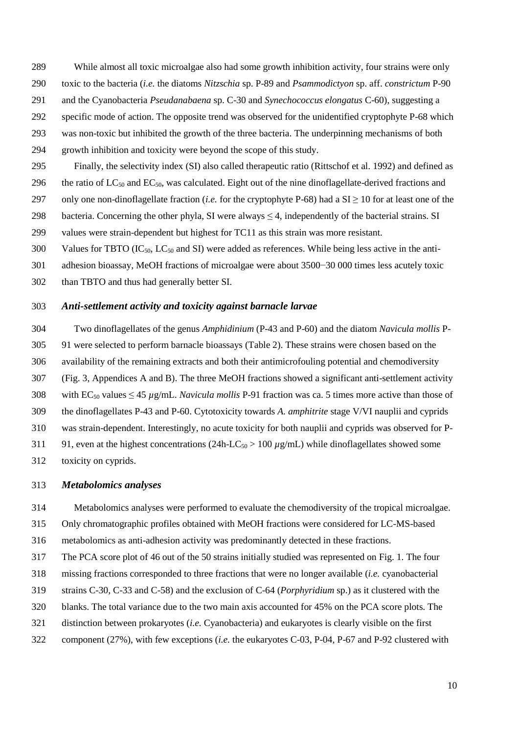While almost all toxic microalgae also had some growth inhibition activity, four strains were only toxic to the bacteria (*i.e.* the diatoms *Nitzschia* sp. P-89 and *Psammodictyon* sp. aff. *constrictum* P-90 and the Cyanobacteria *Pseudanabaena* sp. C-30 and *Synechococcus elongatus* C-60), suggesting a specific mode of action. The opposite trend was observed for the unidentified cryptophyte P-68 which was non-toxic but inhibited the growth of the three bacteria. The underpinning mechanisms of both growth inhibition and toxicity were beyond the scope of this study.

Finally, the selectivity index (SI) also called therapeutic ratio (Rittschof et al. 1992) and defined as the ratio of $LC_{50}$ and $EC_{50}$, was calculated. Eight out of the nine dinoflagellate-derived fractions and only one non-dinoflagellate fraction (*i.e.* for the cryptophyte P-68) had a $SI \geq 10$ for at least one of the bacteria. Concerning the other phyla, SI were always $\leq 4$, independently of the bacterial strains. SI values were strain-dependent but highest for TC11 as this strain was more resistant.

Values for TBTO ($IC_{50}$, $LC_{50}$ and SI) were added as references. While being less active in the anti-adhesion bioassay, MeOH fractions of microalgae were about 3500−30 000 times less acutely toxic than TBTO and thus had generally better SI.

### *Anti-settlement activity and toxicity against barnacle larvae*

Two dinoflagellates of the genus *Amphidinium* (P-43 and P-60) and the diatom *Navicula mollis* P-91 were selected to perform barnacle bioassays (Table 2). These strains were chosen based on the availability of the remaining extracts and both their antimicrofouling potential and chemodiversity (Fig. 3, Appendices A and B). The three MeOH fractions showed a significant anti-settlement activity with $EC_{50}$ values $\leq 45$ $\mu$g/mL. *Navicula mollis* P-91 fraction was ca. 5 times more active than those of the dinoflagellates P-43 and P-60. Cytotoxicity towards *A. amphitrite* stage V/VI nauplii and cyprids was strain-dependent. Interestingly, no acute toxicity for both nauplii and cyprids was observed for P-91, even at the highest concentrations (24h-$LC_{50} > 100$ $\mu$g/mL) while dinoflagellates showed some toxicity on cyprids.

### *Metabolomics analyses*

Metabolomics analyses were performed to evaluate the chemodiversity of the tropical microalgae. Only chromatographic profiles obtained with MeOH fractions were considered for LC-MS-based metabolomics as anti-adhesion activity was predominantly detected in these fractions.

The PCA score plot of 46 out of the 50 strains initially studied was represented on Fig. 1. The four missing fractions corresponded to three fractions that were no longer available (*i.e.* cyanobacterial strains C-30, C-33 and C-58) and the exclusion of C-64 (*Porphyridium* sp.) as it clustered with the blanks. The total variance due to the two main axis accounted for 45% on the PCA score plots. The distinction between prokaryotes (*i.e.* Cyanobacteria) and eukaryotes is clearly visible on the first component (27%), with few exceptions (*i.e.* the eukaryotes C-03, P-04, P-67 and P-92 clustered with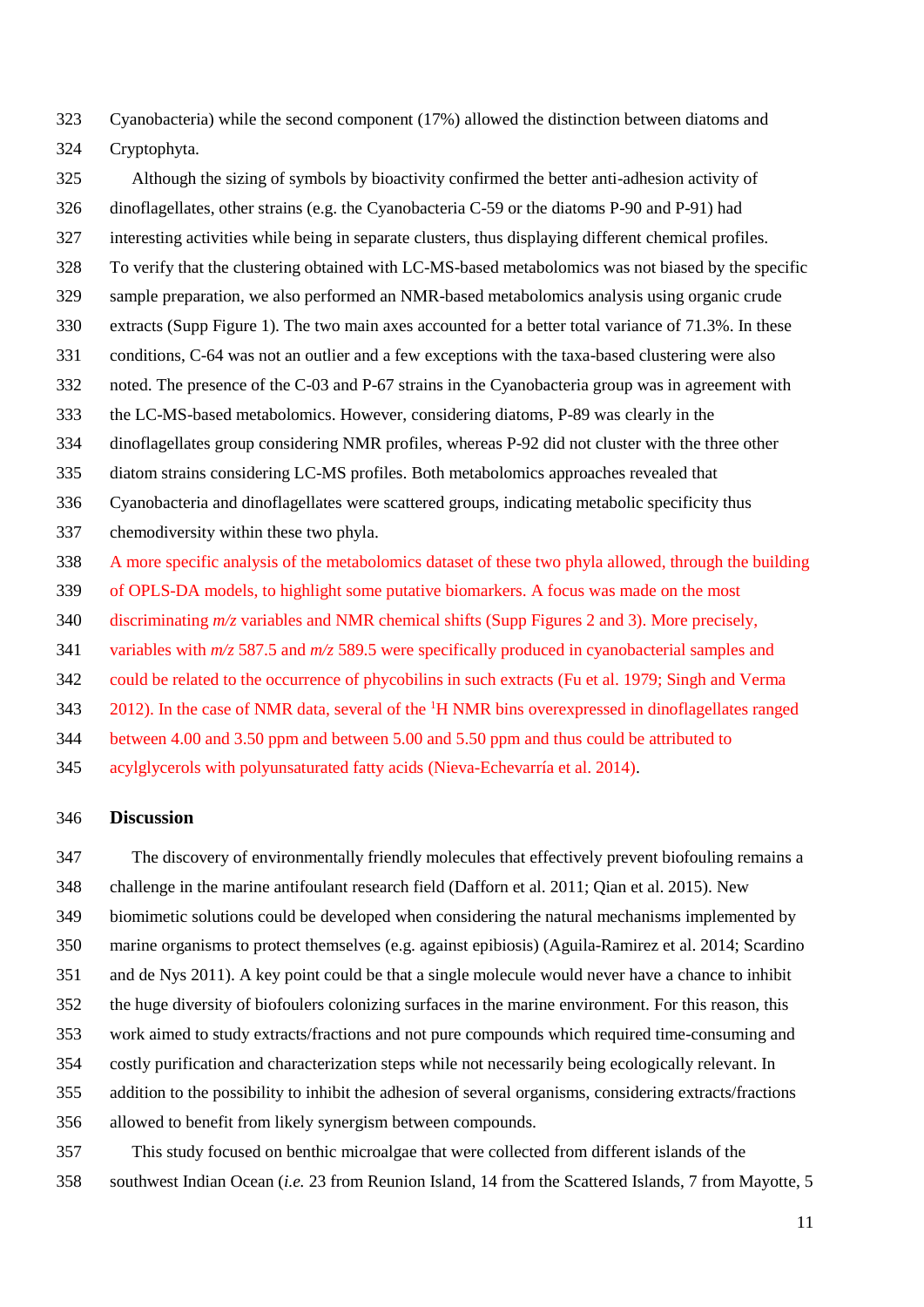Cyanobacteria) while the second component (17%) allowed the distinction between diatoms and Cryptophyta.

Although the sizing of symbols by bioactivity confirmed the better anti-adhesion activity of dinoflagellates, other strains (e.g. the Cyanobacteria C-59 or the diatoms P-90 and P-91) had interesting activities while being in separate clusters, thus displaying different chemical profiles. To verify that the clustering obtained with LC-MS-based metabolomics was not biased by the specific sample preparation, we also performed an NMR-based metabolomics analysis using organic crude extracts (Supp Figure 1). The two main axes accounted for a better total variance of 71.3%. In these conditions, C-64 was not an outlier and a few exceptions with the taxa-based clustering were also noted. The presence of the C-03 and P-67 strains in the Cyanobacteria group was in agreement with the LC-MS-based metabolomics. However, considering diatoms, P-89 was clearly in the dinoflagellates group considering NMR profiles, whereas P-92 did not cluster with the three other diatom strains considering LC-MS profiles. Both metabolomics approaches revealed that Cyanobacteria and dinoflagellates were scattered groups, indicating metabolic specificity thus chemodiversity within these two phyla.

A more specific analysis of the metabolomics dataset of these two phyla allowed, through the building of OPLS-DA models, to highlight some putative biomarkers. A focus was made on the most discriminating *m/z* variables and NMR chemical shifts (Supp Figures 2 and 3). More precisely, variables with *m/z* 587.5 and *m/z* 589.5 were specifically produced in cyanobacterial samples and could be related to the occurrence of phycobilins in such extracts (Fu et al. 1979; Singh and Verma 2012). In the case of NMR data, several of the $^{1}$H NMR bins overexpressed in dinoflagellates ranged between 4.00 and 3.50 ppm and between 5.00 and 5.50 ppm and thus could be attributed to acylglycerols with polyunsaturated fatty acids (Nieva-Echevarría et al. 2014).

## Discussion

The discovery of environmentally friendly molecules that effectively prevent biofouling remains a challenge in the marine antifoulant research field (Dafforn et al. 2011; Qian et al. 2015). New biomimetic solutions could be developed when considering the natural mechanisms implemented by marine organisms to protect themselves (e.g. against epibiosis) (Aguila-Ramirez et al. 2014; Scardino and de Nys 2011). A key point could be that a single molecule would never have a chance to inhibit the huge diversity of biofoulers colonizing surfaces in the marine environment. For this reason, this work aimed to study extracts/fractions and not pure compounds which required time-consuming and costly purification and characterization steps while not necessarily being ecologically relevant. In addition to the possibility to inhibit the adhesion of several organisms, considering extracts/fractions allowed to benefit from likely synergism between compounds.

This study focused on benthic microalgae that were collected from different islands of the southwest Indian Ocean (*i.e.* 23 from Reunion Island, 14 from the Scattered Islands, 7 from Mayotte, 5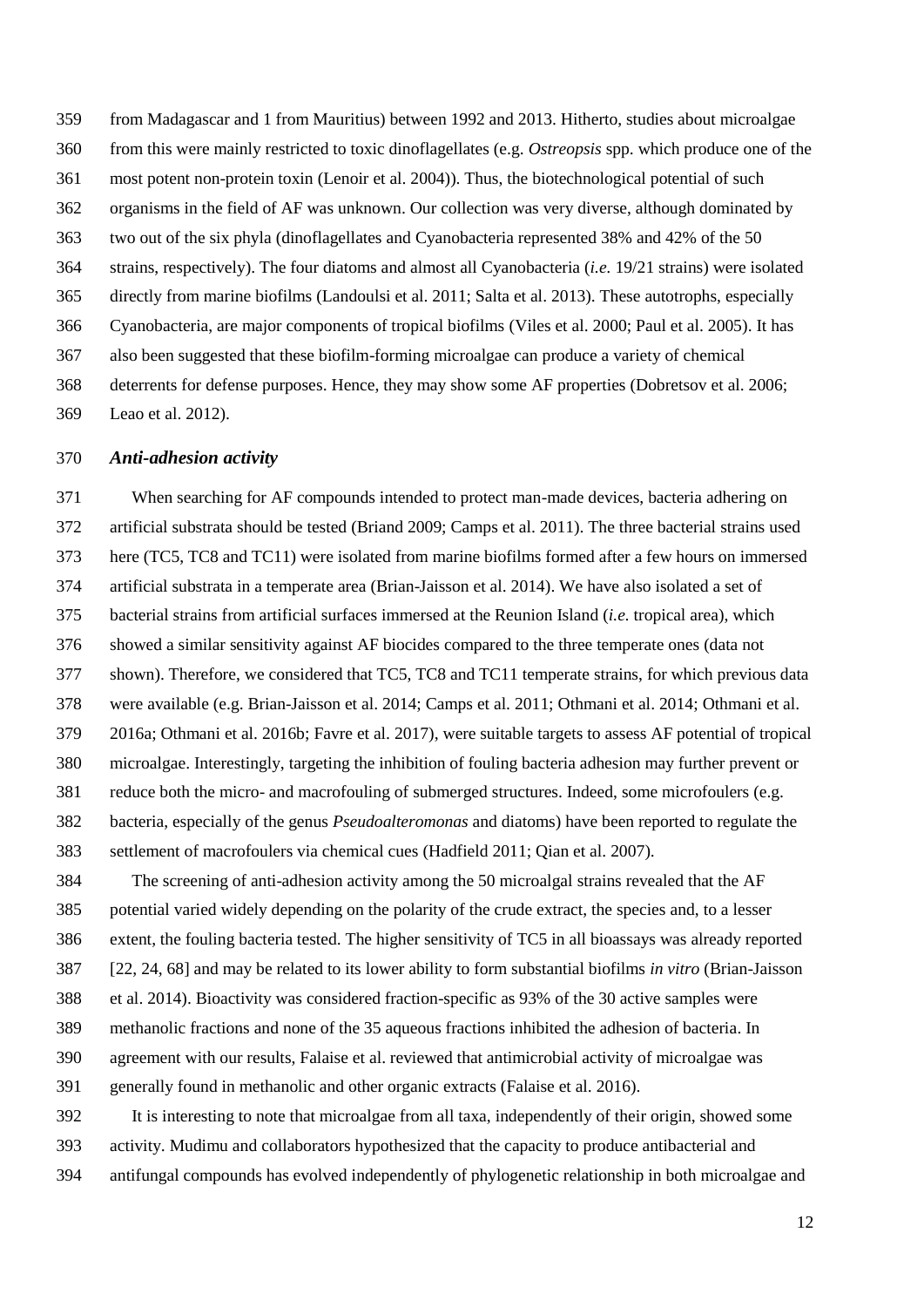from Madagascar and 1 from Mauritius) between 1992 and 2013. Hitherto, studies about microalgae from this were mainly restricted to toxic dinoflagellates (e.g. *Ostreopsis* spp. which produce one of the most potent non-protein toxin (Lenoir et al. 2004)). Thus, the biotechnological potential of such organisms in the field of AF was unknown. Our collection was very diverse, although dominated by two out of the six phyla (dinoflagellates and Cyanobacteria represented 38% and 42% of the 50 strains, respectively). The four diatoms and almost all Cyanobacteria (*i.e.* 19/21 strains) were isolated directly from marine biofilms (Landoulsi et al. 2011; Salta et al. 2013). These autotrophs, especially Cyanobacteria, are major components of tropical biofilms (Viles et al. 2000; Paul et al. 2005). It has also been suggested that these biofilm-forming microalgae can produce a variety of chemical deterrents for defense purposes. Hence, they may show some AF properties (Dobretsov et al. 2006; Leao et al. 2012).

### *Anti-adhesion activity*

When searching for AF compounds intended to protect man-made devices, bacteria adhering on artificial substrata should be tested (Briand 2009; Camps et al. 2011). The three bacterial strains used here (TC5, TC8 and TC11) were isolated from marine biofilms formed after a few hours on immersed artificial substrata in a temperate area (Brian-Jaisson et al. 2014). We have also isolated a set of bacterial strains from artificial surfaces immersed at the Reunion Island (*i.e.* tropical area), which showed a similar sensitivity against AF biocides compared to the three temperate ones (data not shown). Therefore, we considered that TC5, TC8 and TC11 temperate strains, for which previous data were available (e.g. Brian-Jaisson et al. 2014; Camps et al. 2011; Othmani et al. 2014; Othmani et al. 2016a; Othmani et al. 2016b; Favre et al. 2017), were suitable targets to assess AF potential of tropical microalgae. Interestingly, targeting the inhibition of fouling bacteria adhesion may further prevent or reduce both the micro- and macrofouling of submerged structures. Indeed, some microfoulers (e.g. bacteria, especially of the genus *Pseudoalteromonas* and diatoms) have been reported to regulate the settlement of macrofoulers via chemical cues (Hadfield 2011; Qian et al. 2007).

The screening of anti-adhesion activity among the 50 microalgal strains revealed that the AF potential varied widely depending on the polarity of the crude extract, the species and, to a lesser extent, the fouling bacteria tested. The higher sensitivity of TC5 in all bioassays was already reported [22, 24, 68] and may be related to its lower ability to form substantial biofilms *in vitro* (Brian-Jaisson et al. 2014). Bioactivity was considered fraction-specific as 93% of the 30 active samples were methanolic fractions and none of the 35 aqueous fractions inhibited the adhesion of bacteria. In agreement with our results, Falaise et al. reviewed that antimicrobial activity of microalgae was generally found in methanolic and other organic extracts (Falaise et al. 2016).

It is interesting to note that microalgae from all taxa, independently of their origin, showed some activity. Mudimu and collaborators hypothesized that the capacity to produce antibacterial and antifungal compounds has evolved independently of phylogenetic relationship in both microalgae and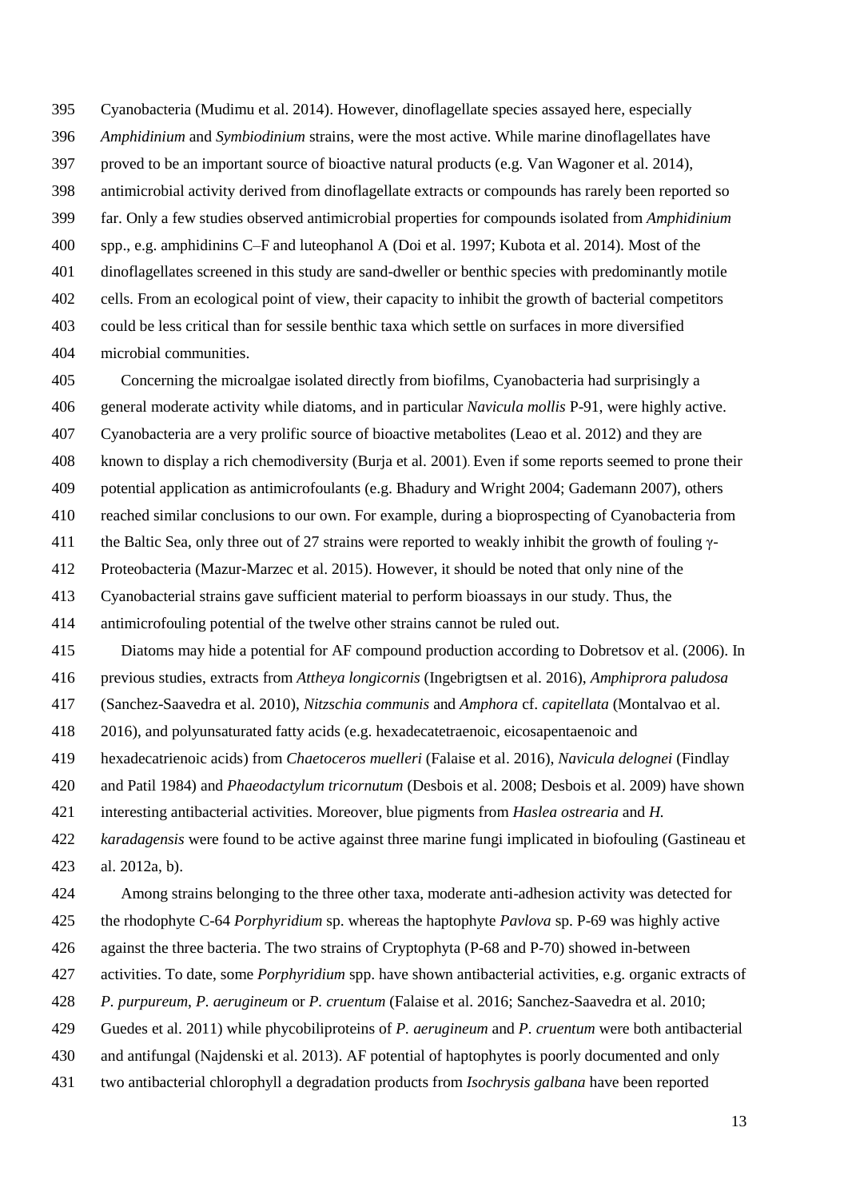Cyanobacteria (Mudimu et al. 2014). However, dinoflagellate species assayed here, especially *Amphidinium* and *Symbiodinium* strains, were the most active. While marine dinoflagellates have proved to be an important source of bioactive natural products (e.g. Van Wagoner et al. 2014), antimicrobial activity derived from dinoflagellate extracts or compounds has rarely been reported so far. Only a few studies observed antimicrobial properties for compounds isolated from *Amphidinium* spp., e.g. amphidinins C–F and luteophanol A (Doi et al. 1997; Kubota et al. 2014). Most of the dinoflagellates screened in this study are sand-dweller or benthic species with predominantly motile cells. From an ecological point of view, their capacity to inhibit the growth of bacterial competitors could be less critical than for sessile benthic taxa which settle on surfaces in more diversified microbial communities.

Concerning the microalgae isolated directly from biofilms, Cyanobacteria had surprisingly a general moderate activity while diatoms, and in particular *Navicula mollis* P-91, were highly active. Cyanobacteria are a very prolific source of bioactive metabolites (Leao et al. 2012) and they are known to display a rich chemodiversity (Burja et al. 2001). Even if some reports seemed to prone their potential application as antimicrofoulants (e.g. Bhadury and Wright 2004; Gademann 2007), others reached similar conclusions to our own. For example, during a bioprospecting of Cyanobacteria from the Baltic Sea, only three out of 27 strains were reported to weakly inhibit the growth of fouling γ-Proteobacteria (Mazur-Marzec et al. 2015). However, it should be noted that only nine of the Cyanobacterial strains gave sufficient material to perform bioassays in our study. Thus, the antimicrofouling potential of the twelve other strains cannot be ruled out.

Diatoms may hide a potential for AF compound production according to Dobretsov et al. (2006). In previous studies, extracts from *Attheya longicornis* (Ingebrigtsen et al. 2016), *Amphiprora paludosa* (Sanchez-Saavedra et al. 2010), *Nitzschia communis* and *Amphora* cf. *capitellata* (Montalvao et al. 2016), and polyunsaturated fatty acids (e.g. hexadecatetraenoic, eicosapentaenoic and hexadecatrienoic acids) from *Chaetoceros muelleri* (Falaise et al. 2016), *Navicula delognei* (Findlay and Patil 1984) and *Phaeodactylum tricornutum* (Desbois et al. 2008; Desbois et al. 2009) have shown interesting antibacterial activities. Moreover, blue pigments from *Haslea ostrearia* and *H. karadagensis* were found to be active against three marine fungi implicated in biofouling (Gastineau et al. 2012a, b).

Among strains belonging to the three other taxa, moderate anti-adhesion activity was detected for the rhodophyte C-64 *Porphyridium* sp. whereas the haptophyte *Pavlova* sp. P-69 was highly active against the three bacteria. The two strains of Cryptophyta (P-68 and P-70) showed in-between activities. To date, some *Porphyridium* spp. have shown antibacterial activities, e.g. organic extracts of *P. purpureum*, *P. aerugineum* or *P. cruentum* (Falaise et al. 2016; Sanchez-Saavedra et al. 2010; Guedes et al. 2011) while phycobiliproteins of *P. aerugineum* and *P. cruentum* were both antibacterial and antifungal (Najdenski et al. 2013). AF potential of haptophytes is poorly documented and only two antibacterial chlorophyll a degradation products from *Isochrysis galbana* have been reported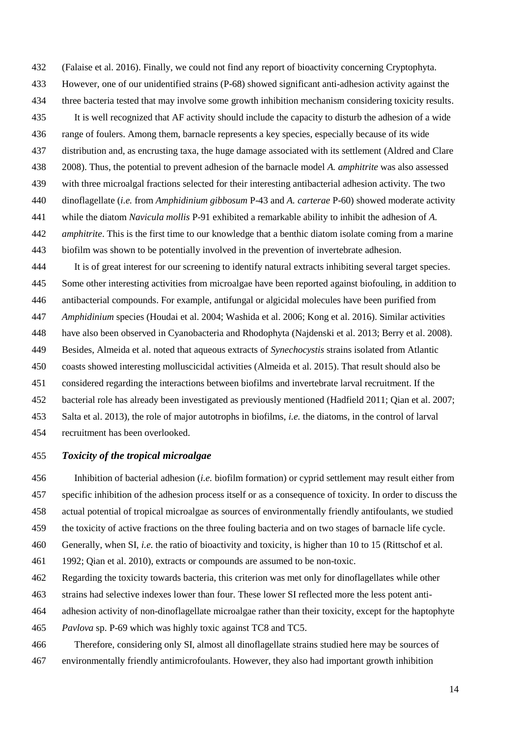(Falaise et al. 2016). Finally, we could not find any report of bioactivity concerning Cryptophyta. However, one of our unidentified strains (P-68) showed significant anti-adhesion activity against the three bacteria tested that may involve some growth inhibition mechanism considering toxicity results.

It is well recognized that AF activity should include the capacity to disturb the adhesion of a wide range of foulers. Among them, barnacle represents a key species, especially because of its wide distribution and, as encrusting taxa, the huge damage associated with its settlement (Aldred and Clare 2008). Thus, the potential to prevent adhesion of the barnacle model *A. amphitrite* was also assessed with three microalgal fractions selected for their interesting antibacterial adhesion activity. The two dinoflagellate (*i.e.* from *Amphidinium gibbosum* P-43 and *A. carterae* P-60) showed moderate activity while the diatom *Navicula mollis* P-91 exhibited a remarkable ability to inhibit the adhesion of *A. amphitrite*. This is the first time to our knowledge that a benthic diatom isolate coming from a marine biofilm was shown to be potentially involved in the prevention of invertebrate adhesion.

It is of great interest for our screening to identify natural extracts inhibiting several target species. Some other interesting activities from microalgae have been reported against biofouling, in addition to antibacterial compounds. For example, antifungal or algicidal molecules have been purified from *Amphidinium* species (Houdai et al. 2004; Washida et al. 2006; Kong et al. 2016). Similar activities have also been observed in Cyanobacteria and Rhodophyta (Najdenski et al. 2013; Berry et al. 2008). Besides, Almeida et al. noted that aqueous extracts of *Synechocystis* strains isolated from Atlantic coasts showed interesting molluscicidal activities (Almeida et al. 2015). That result should also be considered regarding the interactions between biofilms and invertebrate larval recruitment. If the bacterial role has already been investigated as previously mentioned (Hadfield 2011; Qian et al. 2007; Salta et al. 2013), the role of major autotrophs in biofilms, *i.e.* the diatoms, in the control of larval recruitment has been overlooked.

### *Toxicity of the tropical microalgae*

Inhibition of bacterial adhesion (*i.e.* biofilm formation) or cyprid settlement may result either from specific inhibition of the adhesion process itself or as a consequence of toxicity. In order to discuss the actual potential of tropical microalgae as sources of environmentally friendly antifoulants, we studied the toxicity of active fractions on the three fouling bacteria and on two stages of barnacle life cycle. Generally, when SI, *i.e.* the ratio of bioactivity and toxicity, is higher than 10 to 15 (Rittschof et al. 1992; Qian et al. 2010), extracts or compounds are assumed to be non-toxic.

Regarding the toxicity towards bacteria, this criterion was met only for dinoflagellates while other strains had selective indexes lower than four. These lower SI reflected more the less potent anti-adhesion activity of non-dinoflagellate microalgae rather than their toxicity, except for the haptophyte *Pavlova* sp. P-69 which was highly toxic against TC8 and TC5.

Therefore, considering only SI, almost all dinoflagellate strains studied here may be sources of environmentally friendly antimicrofoulants. However, they also had important growth inhibition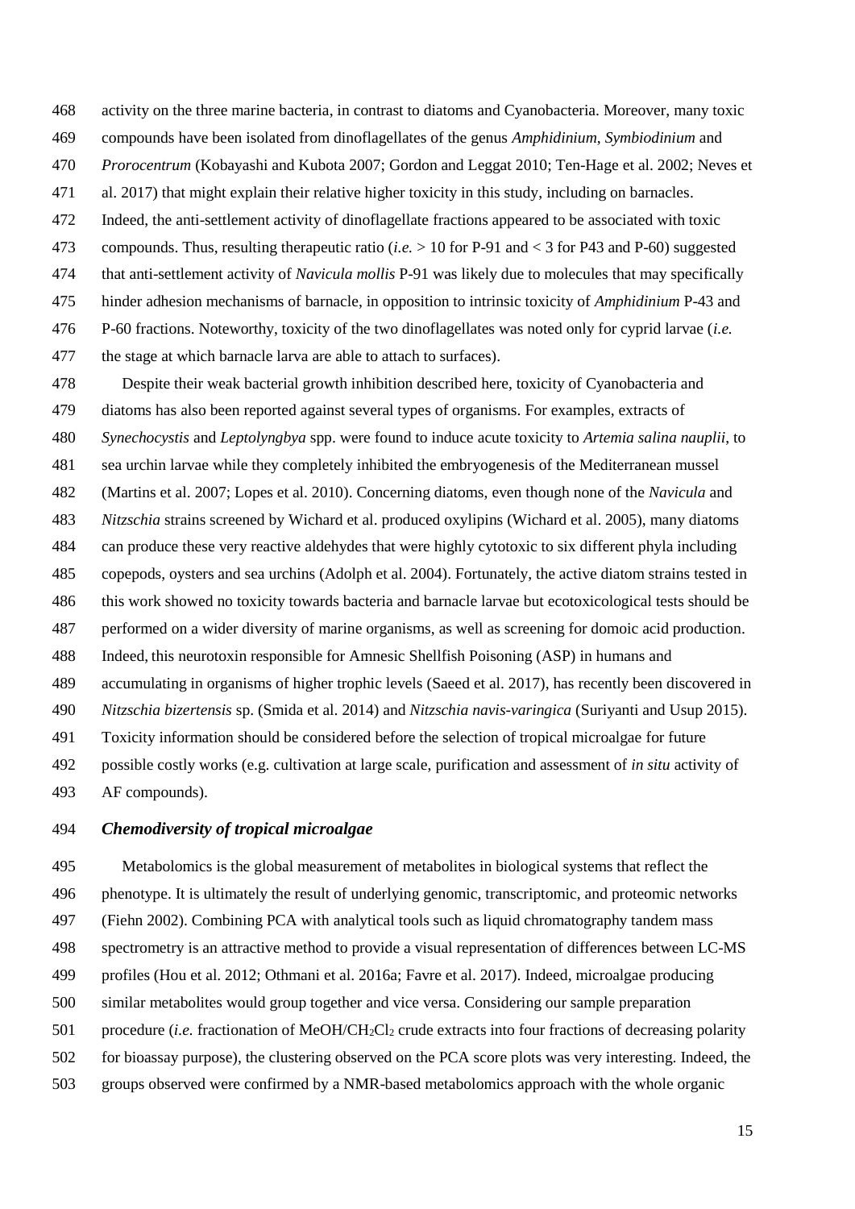activity on the three marine bacteria, in contrast to diatoms and Cyanobacteria. Moreover, many toxic compounds have been isolated from dinoflagellates of the genus *Amphidinium*, *Symbiodinium* and *Prorocentrum* (Kobayashi and Kubota 2007; Gordon and Leggat 2010; Ten-Hage et al. 2002; Neves et al. 2017) that might explain their relative higher toxicity in this study, including on barnacles. Indeed, the anti-settlement activity of dinoflagellate fractions appeared to be associated with toxic compounds. Thus, resulting therapeutic ratio (*i.e.* > 10 for P-91 and < 3 for P43 and P-60) suggested that anti-settlement activity of *Navicula mollis* P-91 was likely due to molecules that may specifically hinder adhesion mechanisms of barnacle, in opposition to intrinsic toxicity of *Amphidinium* P-43 and P-60 fractions. Noteworthy, toxicity of the two dinoflagellates was noted only for cyprid larvae (*i.e.* the stage at which barnacle larva are able to attach to surfaces).

Despite their weak bacterial growth inhibition described here, toxicity of Cyanobacteria and diatoms has also been reported against several types of organisms. For examples, extracts of *Synechocystis* and *Leptolyngbya* spp. were found to induce acute toxicity to *Artemia salina nauplii*, to sea urchin larvae while they completely inhibited the embryogenesis of the Mediterranean mussel (Martins et al. 2007; Lopes et al. 2010). Concerning diatoms, even though none of the *Navicula* and *Nitzschia* strains screened by Wichard et al. produced oxylipins (Wichard et al. 2005), many diatoms can produce these very reactive aldehydes that were highly cytotoxic to six different phyla including copepods, oysters and sea urchins (Adolph et al. 2004). Fortunately, the active diatom strains tested in this work showed no toxicity towards bacteria and barnacle larvae but ecotoxicological tests should be performed on a wider diversity of marine organisms, as well as screening for domoic acid production. Indeed, this neurotoxin responsible for Amnesic Shellfish Poisoning (ASP) in humans and accumulating in organisms of higher trophic levels (Saeed et al. 2017), has recently been discovered in *Nitzschia bizertensis* sp. (Smida et al. 2014) and *Nitzschia navis-varingica* (Suriyanti and Usup 2015). Toxicity information should be considered before the selection of tropical microalgae for future possible costly works (e.g. cultivation at large scale, purification and assessment of *in situ* activity of AF compounds).

### *Chemodiversity of tropical microalgae*

Metabolomics is the global measurement of metabolites in biological systems that reflect the phenotype. It is ultimately the result of underlying genomic, transcriptomic, and proteomic networks (Fiehn 2002). Combining PCA with analytical tools such as liquid chromatography tandem mass spectrometry is an attractive method to provide a visual representation of differences between LC-MS profiles (Hou et al. 2012; Othmani et al. 2016a; Favre et al. 2017). Indeed, microalgae producing similar metabolites would group together and vice versa. Considering our sample preparation procedure (*i.e.* fractionation of MeOH/$CH_2Cl_2$ crude extracts into four fractions of decreasing polarity for bioassay purpose), the clustering observed on the PCA score plots was very interesting. Indeed, the groups observed were confirmed by a NMR-based metabolomics approach with the whole organic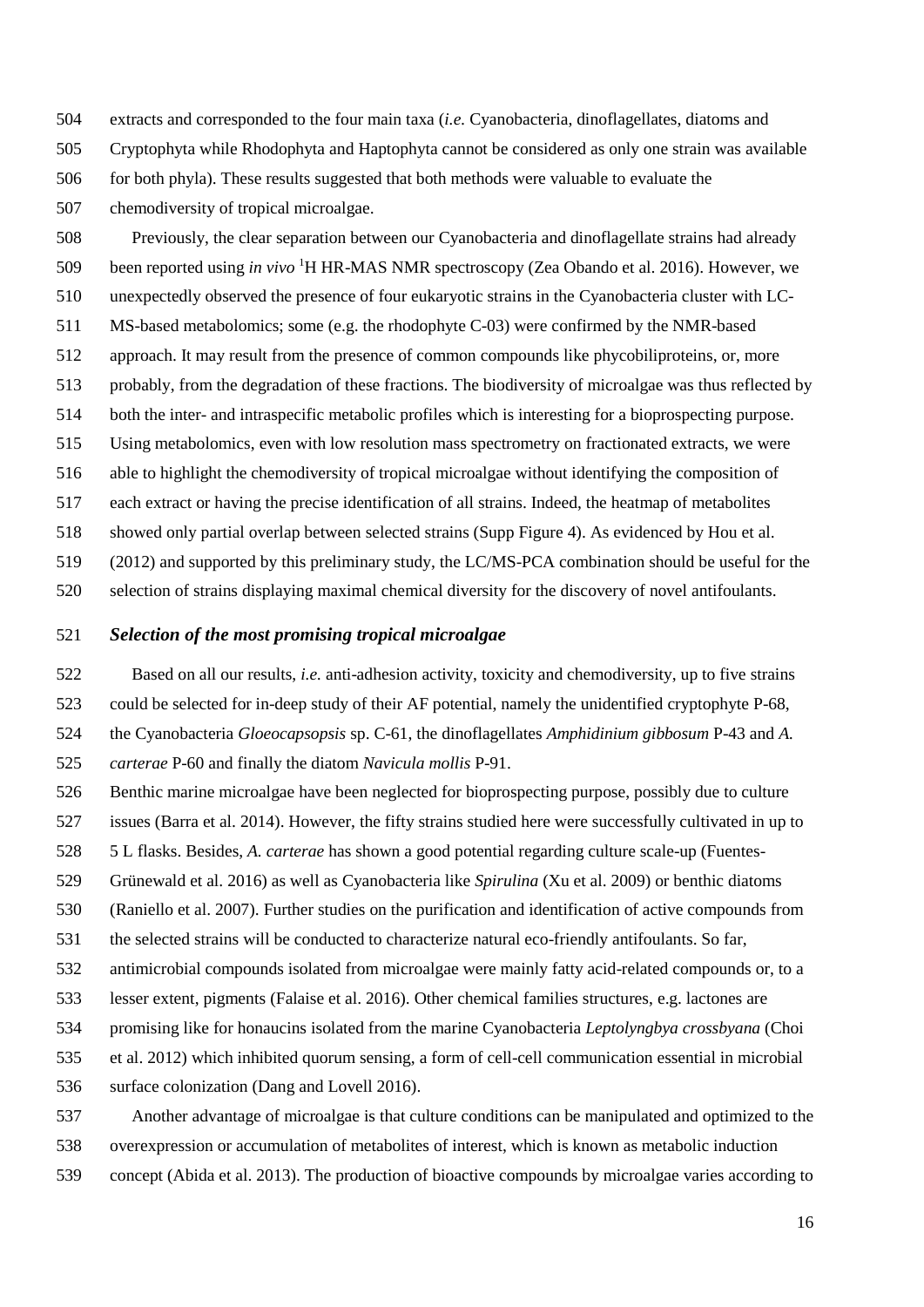extracts and corresponded to the four main taxa (*i.e.* Cyanobacteria, dinoflagellates, diatoms and Cryptophyta while Rhodophyta and Haptophyta cannot be considered as only one strain was available for both phyla). These results suggested that both methods were valuable to evaluate the chemodiversity of tropical microalgae.

Previously, the clear separation between our Cyanobacteria and dinoflagellate strains had already been reported using *in vivo* $^{1}$H HR-MAS NMR spectroscopy (Zea Obando et al. 2016). However, we unexpectedly observed the presence of four eukaryotic strains in the Cyanobacteria cluster with LC-MS-based metabolomics; some (e.g. the rhodophyte C-03) were confirmed by the NMR-based approach. It may result from the presence of common compounds like phycobiliproteins, or, more probably, from the degradation of these fractions. The biodiversity of microalgae was thus reflected by both the inter- and intraspecific metabolic profiles which is interesting for a bioprospecting purpose. Using metabolomics, even with low resolution mass spectrometry on fractionated extracts, we were able to highlight the chemodiversity of tropical microalgae without identifying the composition of each extract or having the precise identification of all strains. Indeed, the heatmap of metabolites showed only partial overlap between selected strains (Supp Figure 4). As evidenced by Hou et al. (2012) and supported by this preliminary study, the LC/MS-PCA combination should be useful for the selection of strains displaying maximal chemical diversity for the discovery of novel antifoulants.

### *Selection of the most promising tropical microalgae*

Based on all our results, *i.e.* anti-adhesion activity, toxicity and chemodiversity, up to five strains could be selected for in-deep study of their AF potential, namely the unidentified cryptophyte P-68, the Cyanobacteria *Gloeocapsopsis* sp. C-61, the dinoflagellates *Amphidinium gibbosum* P-43 and *A. carterae* P-60 and finally the diatom *Navicula mollis* P-91.

Benthic marine microalgae have been neglected for bioprospecting purpose, possibly due to culture issues (Barra et al. 2014). However, the fifty strains studied here were successfully cultivated in up to 5 L flasks. Besides, *A. carterae* has shown a good potential regarding culture scale-up (Fuentes-Grünewald et al. 2016) as well as Cyanobacteria like *Spirulina* (Xu et al. 2009) or benthic diatoms (Raniello et al. 2007). Further studies on the purification and identification of active compounds from the selected strains will be conducted to characterize natural eco-friendly antifoulants. So far, antimicrobial compounds isolated from microalgae were mainly fatty acid-related compounds or, to a lesser extent, pigments (Falaise et al. 2016). Other chemical families structures, e.g. lactones are promising like for honaucins isolated from the marine Cyanobacteria *Leptolyngbya crossbyana* (Choi et al. 2012) which inhibited quorum sensing, a form of cell-cell communication essential in microbial surface colonization (Dang and Lovell 2016).

Another advantage of microalgae is that culture conditions can be manipulated and optimized to the overexpression or accumulation of metabolites of interest, which is known as metabolic induction concept (Abida et al. 2013). The production of bioactive compounds by microalgae varies according to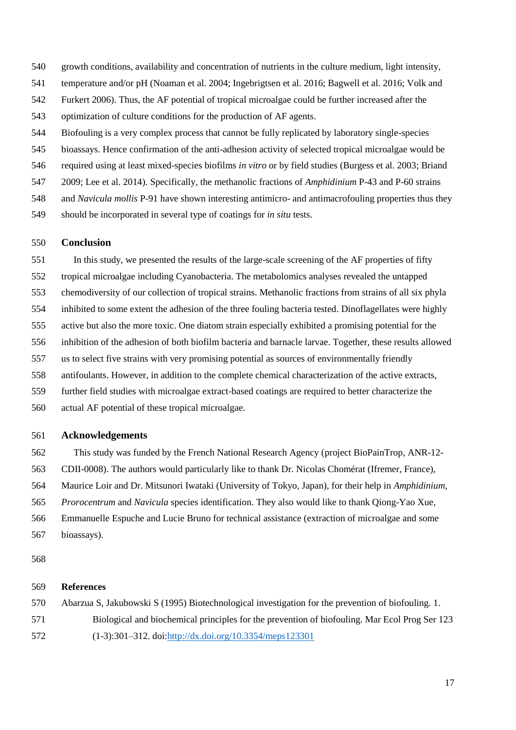growth conditions, availability and concentration of nutrients in the culture medium, light intensity, temperature and/or pH (Noaman et al. 2004; Ingebrigtsen et al. 2016; Bagwell et al. 2016; Volk and Furkert 2006). Thus, the AF potential of tropical microalgae could be further increased after the optimization of culture conditions for the production of AF agents.

Biofouling is a very complex process that cannot be fully replicated by laboratory single-species bioassays. Hence confirmation of the anti-adhesion activity of selected tropical microalgae would be required using at least mixed-species biofilms *in vitro* or by field studies (Burgess et al. 2003; Briand 2009; Lee et al. 2014). Specifically, the methanolic fractions of *Amphidinium* P-43 and P-60 strains and *Navicula mollis* P-91 have shown interesting antimicro- and antimacrofouling properties thus they should be incorporated in several type of coatings for *in situ* tests.

## Conclusion

In this study, we presented the results of the large-scale screening of the AF properties of fifty tropical microalgae including Cyanobacteria. The metabolomics analyses revealed the untapped chemodiversity of our collection of tropical strains. Methanolic fractions from strains of all six phyla inhibited to some extent the adhesion of the three fouling bacteria tested. Dinoflagellates were highly active but also the more toxic. One diatom strain especially exhibited a promising potential for the inhibition of the adhesion of both biofilm bacteria and barnacle larvae. Together, these results allowed us to select five strains with very promising potential as sources of environmentally friendly antifoulants. However, in addition to the complete chemical characterization of the active extracts, further field studies with microalgae extract-based coatings are required to better characterize the actual AF potential of these tropical microalgae.

## Acknowledgements

This study was funded by the French National Research Agency (project BioPainTrop, ANR-12-CDII-0008). The authors would particularly like to thank Dr. Nicolas Chomérat (Ifremer, France), Maurice Loir and Dr. Mitsunori Iwataki (University of Tokyo, Japan), for their help in *Amphidinium*, *Prorocentrum* and *Navicula* species identification. They also would like to thank Qiong-Yao Xue, Emmanuelle Espuche and Lucie Bruno for technical assistance (extraction of microalgae and some bioassays).

## References

Abarzua S, Jakubowski S (1995) Biotechnological investigation for the prevention of biofouling. 1. Biological and biochemical principles for the prevention of biofouling. Mar Ecol Prog Ser 123 (1-3):301–312. doi:http://dx.doi.org/10.3354/meps123301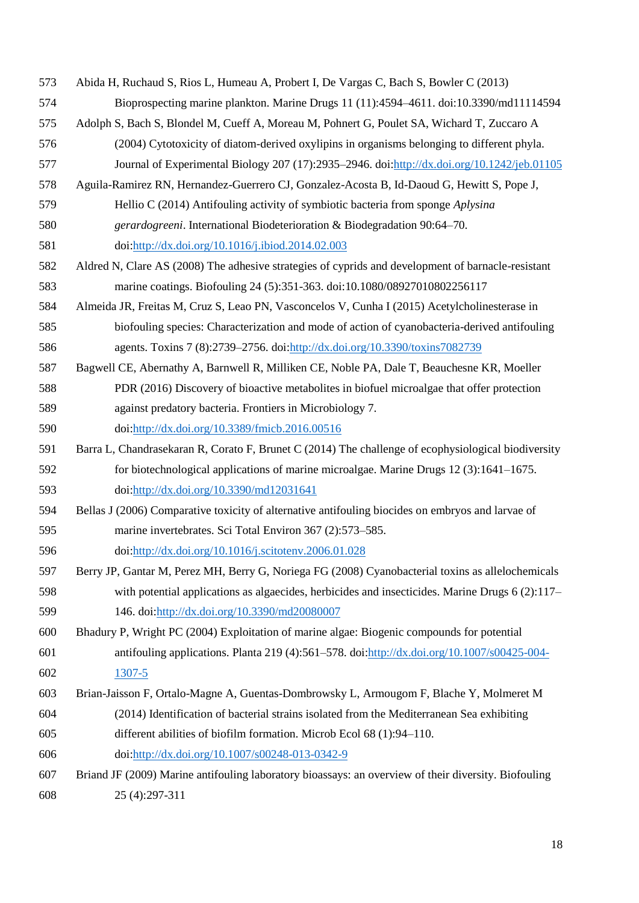Abida H, Ruchaud S, Rios L, Humeau A, Probert I, De Vargas C, Bach S, Bowler C (2013) Bioprospecting marine plankton. Marine Drugs 11 (11):4594–4611. doi:10.3390/md11114594

Adolph S, Bach S, Blondel M, Cueff A, Moreau M, Pohnert G, Poulet SA, Wichard T, Zuccaro A (2004) Cytotoxicity of diatom-derived oxylipins in organisms belonging to different phyla. Journal of Experimental Biology 207 (17):2935–2946. doi:http://dx.doi.org/10.1242/jeb.01105

Aguila-Ramirez RN, Hernandez-Guerrero CJ, Gonzalez-Acosta B, Id-Daoud G, Hewitt S, Pope J, Hellio C (2014) Antifouling activity of symbiotic bacteria from sponge *Aplysina gerardogreeni*. International Biodeterioration & Biodegradation 90:64–70. doi:http://dx.doi.org/10.1016/j.ibiod.2014.02.003

Aldred N, Clare AS (2008) The adhesive strategies of cyprids and development of barnacle-resistant marine coatings. Biofouling 24 (5):351-363. doi:10.1080/08927010802256117

Almeida JR, Freitas M, Cruz S, Leao PN, Vasconcelos V, Cunha I (2015) Acetylcholinesterase in biofouling species: Characterization and mode of action of cyanobacteria-derived antifouling agents. Toxins 7 (8):2739–2756. doi:http://dx.doi.org/10.3390/toxins7082739

Bagwell CE, Abernathy A, Barnwell R, Milliken CE, Noble PA, Dale T, Beauchesne KR, Moeller PDR (2016) Discovery of bioactive metabolites in biofuel microalgae that offer protection against predatory bacteria. Frontiers in Microbiology 7. doi:http://dx.doi.org/10.3389/fmicb.2016.00516

Barra L, Chandrasekaran R, Corato F, Brunet C (2014) The challenge of ecophysiological biodiversity for biotechnological applications of marine microalgae. Marine Drugs 12 (3):1641–1675. doi:http://dx.doi.org/10.3390/md12031641

Bellas J (2006) Comparative toxicity of alternative antifouling biocides on embryos and larvae of marine invertebrates. Sci Total Environ 367 (2):573–585. doi:http://dx.doi.org/10.1016/j.scitotenv.2006.01.028

Berry JP, Gantar M, Perez MH, Berry G, Noriega FG (2008) Cyanobacterial toxins as allelochemicals with potential applications as algaecides, herbicides and insecticides. Marine Drugs 6 (2):117–146. doi:http://dx.doi.org/10.3390/md20080007

Bhadury P, Wright PC (2004) Exploitation of marine algae: Biogenic compounds for potential antifouling applications. Planta 219 (4):561–578. doi:http://dx.doi.org/10.1007/s00425-004-1307-5

Brian-Jaisson F, Ortalo-Magne A, Guentas-Dombrowsky L, Armougom F, Blache Y, Molmeret M (2014) Identification of bacterial strains isolated from the Mediterranean Sea exhibiting different abilities of biofilm formation. Microb Ecol 68 (1):94–110. doi:http://dx.doi.org/10.1007/s00248-013-0342-9

Briand JF (2009) Marine antifouling laboratory bioassays: an overview of their diversity. Biofouling 25 (4):297-311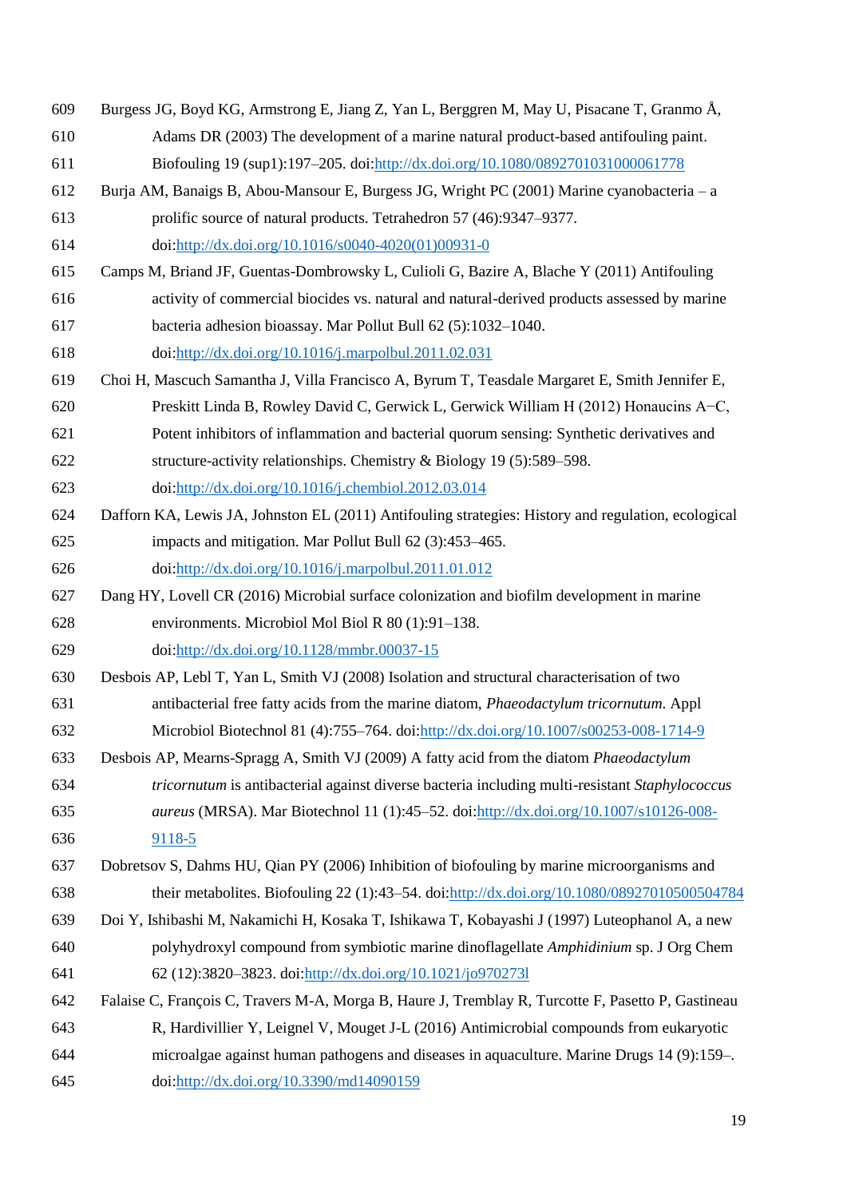Burgess JG, Boyd KG, Armstrong E, Jiang Z, Yan L, Berggren M, May U, Pisacane T, Granmo Å, Adams DR (2003) The development of a marine natural product-based antifouling paint. Biofouling 19 (sup1):197–205. doi:http://dx.doi.org/10.1080/0892701031000061778

Burja AM, Banaigs B, Abou-Mansour E, Burgess JG, Wright PC (2001) Marine cyanobacteria – a prolific source of natural products. Tetrahedron 57 (46):9347–9377. doi:http://dx.doi.org/10.1016/s0040-4020(01)00931-0

Camps M, Briand JF, Guentas-Dombrowsky L, Culioli G, Bazire A, Blache Y (2011) Antifouling activity of commercial biocides vs. natural and natural-derived products assessed by marine bacteria adhesion bioassay. Mar Pollut Bull 62 (5):1032–1040. doi:http://dx.doi.org/10.1016/j.marpolbul.2011.02.031

Choi H, Mascuch Samantha J, Villa Francisco A, Byrum T, Teasdale Margaret E, Smith Jennifer E, Preskitt Linda B, Rowley David C, Gerwick L, Gerwick William H (2012) Honaucins A−C, Potent inhibitors of inflammation and bacterial quorum sensing: Synthetic derivatives and structure-activity relationships. Chemistry & Biology 19 (5):589–598. doi:http://dx.doi.org/10.1016/j.chembiol.2012.03.014

Dafforn KA, Lewis JA, Johnston EL (2011) Antifouling strategies: History and regulation, ecological impacts and mitigation. Mar Pollut Bull 62 (3):453–465. doi:http://dx.doi.org/10.1016/j.marpolbul.2011.01.012

Dang HY, Lovell CR (2016) Microbial surface colonization and biofilm development in marine environments. Microbiol Mol Biol R 80 (1):91–138. doi:http://dx.doi.org/10.1128/mmbr.00037-15

Desbois AP, Lebl T, Yan L, Smith VJ (2008) Isolation and structural characterisation of two antibacterial free fatty acids from the marine diatom, *Phaeodactylum tricornutum*. Appl Microbiol Biotechnol 81 (4):755–764. doi:http://dx.doi.org/10.1007/s00253-008-1714-9

Desbois AP, Mearns-Spragg A, Smith VJ (2009) A fatty acid from the diatom *Phaeodactylum tricornutum* is antibacterial against diverse bacteria including multi-resistant *Staphylococcus aureus* (MRSA). Mar Biotechnol 11 (1):45–52. doi:http://dx.doi.org/10.1007/s10126-008-9118-5

Dobretsov S, Dahms HU, Qian PY (2006) Inhibition of biofouling by marine microorganisms and their metabolites. Biofouling 22 (1):43–54. doi:http://dx.doi.org/10.1080/08927010500504784

Doi Y, Ishibashi M, Nakamichi H, Kosaka T, Ishikawa T, Kobayashi J (1997) Luteophanol A, a new polyhydroxyl compound from symbiotic marine dinoflagellate *Amphidinium* sp. J Org Chem 62 (12):3820–3823. doi:http://dx.doi.org/10.1021/jo970273l

Falaise C, François C, Travers M-A, Morga B, Haure J, Tremblay R, Turcotte F, Pasetto P, Gastineau R, Hardivillier Y, Leignel V, Mouget J-L (2016) Antimicrobial compounds from eukaryotic microalgae against human pathogens and diseases in aquaculture. Marine Drugs 14 (9):159–. doi:http://dx.doi.org/10.3390/md14090159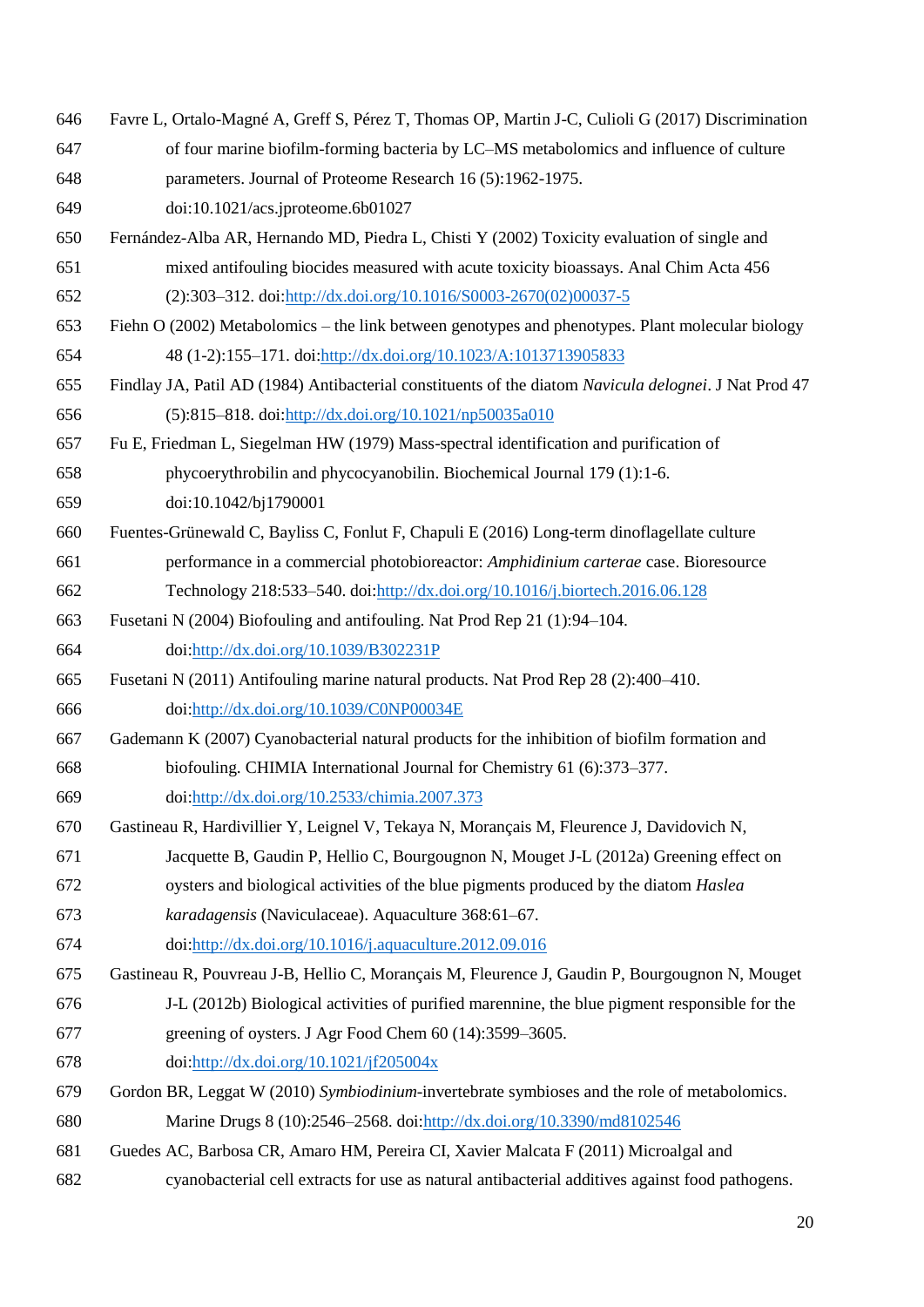Favre L, Ortalo-Magné A, Greff S, Pérez T, Thomas OP, Martin J-C, Culioli G (2017) Discrimination of four marine biofilm-forming bacteria by LC–MS metabolomics and influence of culture parameters. Journal of Proteome Research 16 (5):1962-1975. doi:10.1021/acs.jproteome.6b01027

Fernández-Alba AR, Hernando MD, Piedra L, Chisti Y (2002) Toxicity evaluation of single and mixed antifouling biocides measured with acute toxicity bioassays. Anal Chim Acta 456 (2):303–312. doi:http://dx.doi.org/10.1016/S0003-2670(02)00037-5

Fiehn O (2002) Metabolomics – the link between genotypes and phenotypes. Plant molecular biology 48 (1-2):155–171. doi:http://dx.doi.org/10.1023/A:1013713905833

Findlay JA, Patil AD (1984) Antibacterial constituents of the diatom *Navicula delognei*. J Nat Prod 47 (5):815–818. doi:http://dx.doi.org/10.1021/np50035a010

Fu E, Friedman L, Siegelman HW (1979) Mass-spectral identification and purification of phycoerythrobilin and phycocyanobilin. Biochemical Journal 179 (1):1-6. doi:10.1042/bj1790001

Fuentes-Grünewald C, Bayliss C, Fonlut F, Chapuli E (2016) Long-term dinoflagellate culture performance in a commercial photobioreactor: *Amphidinium carterae* case. Bioresource Technology 218:533–540. doi:http://dx.doi.org/10.1016/j.biortech.2016.06.128

Fusetani N (2004) Biofouling and antifouling. Nat Prod Rep 21 (1):94–104. doi:http://dx.doi.org/10.1039/B302231P

Fusetani N (2011) Antifouling marine natural products. Nat Prod Rep 28 (2):400–410. doi:http://dx.doi.org/10.1039/C0NP00034E

Gademann K (2007) Cyanobacterial natural products for the inhibition of biofilm formation and biofouling. CHIMIA International Journal for Chemistry 61 (6):373–377. doi:http://dx.doi.org/10.2533/chimia.2007.373

Gastineau R, Hardivillier Y, Leignel V, Tekaya N, Morançais M, Fleurence J, Davidovich N, Jacquette B, Gaudin P, Hellio C, Bourgougnon N, Mouget J-L (2012a) Greening effect on oysters and biological activities of the blue pigments produced by the diatom *Haslea karadagensis* (Naviculaceae). Aquaculture 368:61–67. doi:http://dx.doi.org/10.1016/j.aquaculture.2012.09.016

Gastineau R, Pouvreau J-B, Hellio C, Morançais M, Fleurence J, Gaudin P, Bourgougnon N, Mouget J-L (2012b) Biological activities of purified marennine, the blue pigment responsible for the greening of oysters. J Agr Food Chem 60 (14):3599–3605. doi:http://dx.doi.org/10.1021/jf205004x

Gordon BR, Leggat W (2010) *Symbiodinium*-invertebrate symbioses and the role of metabolomics. Marine Drugs 8 (10):2546–2568. doi:http://dx.doi.org/10.3390/md8102546

Guedes AC, Barbosa CR, Amaro HM, Pereira CI, Xavier Malcata F (2011) Microalgal and cyanobacterial cell extracts for use as natural antibacterial additives against food pathogens.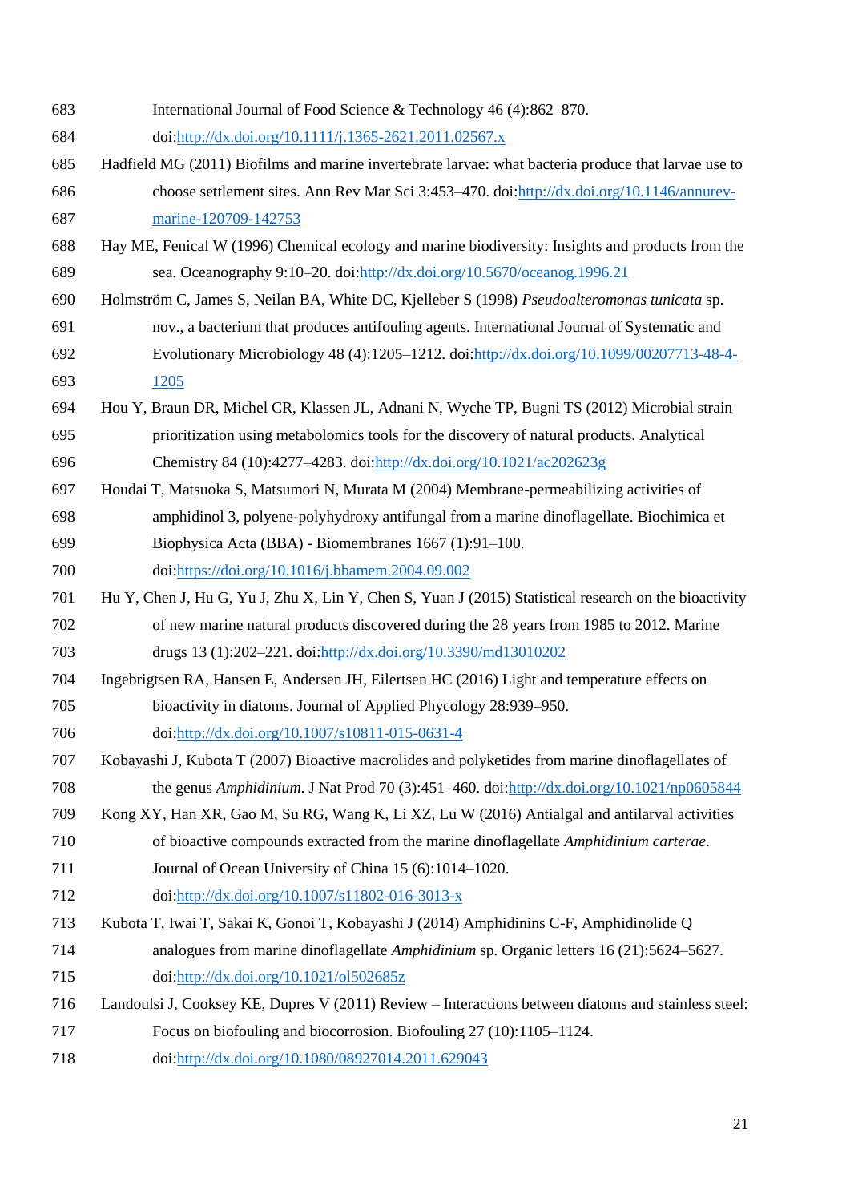International Journal of Food Science & Technology 46 (4):862–870. doi:http://dx.doi.org/10.1111/j.1365-2621.2011.02567.x

Hadfield MG (2011) Biofilms and marine invertebrate larvae: what bacteria produce that larvae use to choose settlement sites. Ann Rev Mar Sci 3:453–470. doi:http://dx.doi.org/10.1146/annurev-marine-120709-142753

Hay ME, Fenical W (1996) Chemical ecology and marine biodiversity: Insights and products from the sea. Oceanography 9:10–20. doi:http://dx.doi.org/10.5670/oceanog.1996.21

Holmström C, James S, Neilan BA, White DC, Kjelleber S (1998) *Pseudoalteromonas tunicata* sp. nov., a bacterium that produces antifouling agents. International Journal of Systematic and Evolutionary Microbiology 48 (4):1205–1212. doi:http://dx.doi.org/10.1099/00207713-48-4-1205

Hou Y, Braun DR, Michel CR, Klassen JL, Adnani N, Wyche TP, Bugni TS (2012) Microbial strain prioritization using metabolomics tools for the discovery of natural products. Analytical Chemistry 84 (10):4277–4283. doi:http://dx.doi.org/10.1021/ac202623g

Houdai T, Matsuoka S, Matsumori N, Murata M (2004) Membrane-permeabilizing activities of amphidinol 3, polyene-polyhydroxy antifungal from a marine dinoflagellate. Biochimica et Biophysica Acta (BBA) - Biomembranes 1667 (1):91–100. doi:https://doi.org/10.1016/j.bbamem.2004.09.002

Hu Y, Chen J, Hu G, Yu J, Zhu X, Lin Y, Chen S, Yuan J (2015) Statistical research on the bioactivity of new marine natural products discovered during the 28 years from 1985 to 2012. Marine drugs 13 (1):202–221. doi:http://dx.doi.org/10.3390/md13010202

Ingebrigtsen RA, Hansen E, Andersen JH, Eilertsen HC (2016) Light and temperature effects on bioactivity in diatoms. Journal of Applied Phycology 28:939–950. doi:http://dx.doi.org/10.1007/s10811-015-0631-4

Kobayashi J, Kubota T (2007) Bioactive macrolides and polyketides from marine dinoflagellates of the genus *Amphidinium*. J Nat Prod 70 (3):451–460. doi:http://dx.doi.org/10.1021/np0605844

Kong XY, Han XR, Gao M, Su RG, Wang K, Li XZ, Lu W (2016) Antialgal and antilarval activities of bioactive compounds extracted from the marine dinoflagellate *Amphidinium carterae*. Journal of Ocean University of China 15 (6):1014–1020. doi:http://dx.doi.org/10.1007/s11802-016-3013-x

Kubota T, Iwai T, Sakai K, Gonoi T, Kobayashi J (2014) Amphidinins C-F, Amphidinolide Q analogues from marine dinoflagellate *Amphidinium* sp. Organic letters 16 (21):5624–5627. doi:http://dx.doi.org/10.1021/ol502685z

Landoulsi J, Cooksey KE, Dupres V (2011) Review – Interactions between diatoms and stainless steel: Focus on biofouling and biocorrosion. Biofouling 27 (10):1105–1124. doi:http://dx.doi.org/10.1080/08927014.2011.629043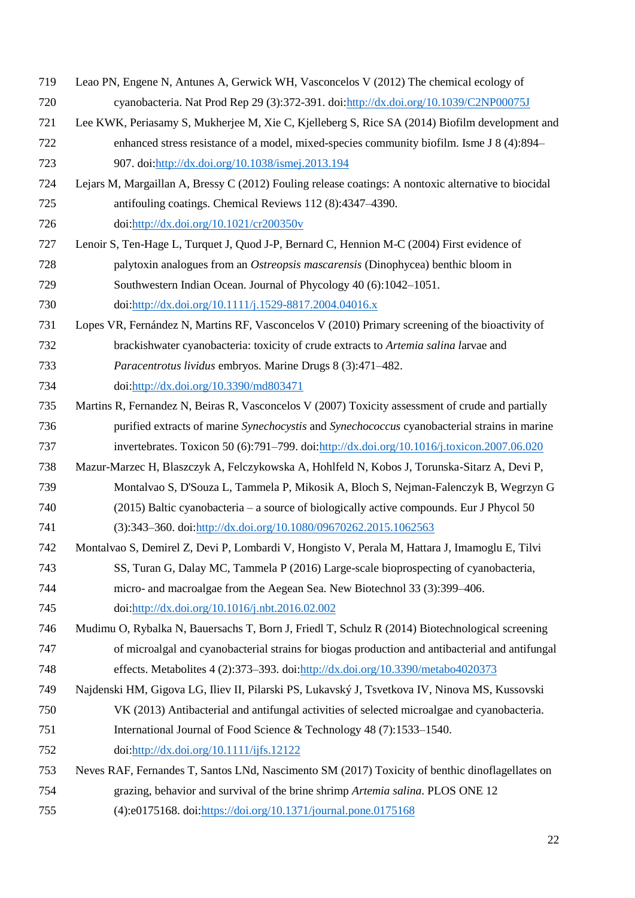Leao PN, Engene N, Antunes A, Gerwick WH, Vasconcelos V (2012) The chemical ecology of cyanobacteria. Nat Prod Rep 29 (3):372-391. doi:http://dx.doi.org/10.1039/C2NP00075J

Lee KWK, Periasamy S, Mukherjee M, Xie C, Kjelleberg S, Rice SA (2014) Biofilm development and enhanced stress resistance of a model, mixed-species community biofilm. Isme J 8 (4):894–907. doi:http://dx.doi.org/10.1038/ismej.2013.194

Lejars M, Margaillan A, Bressy C (2012) Fouling release coatings: A nontoxic alternative to biocidal antifouling coatings. Chemical Reviews 112 (8):4347–4390. doi:http://dx.doi.org/10.1021/cr200350v

Lenoir S, Ten-Hage L, Turquet J, Quod J-P, Bernard C, Hennion M-C (2004) First evidence of palytoxin analogues from an *Ostreopsis mascarensis* (Dinophycea) benthic bloom in Southwestern Indian Ocean. Journal of Phycology 40 (6):1042–1051. doi:http://dx.doi.org/10.1111/j.1529-8817.2004.04016.x

Lopes VR, Fernández N, Martins RF, Vasconcelos V (2010) Primary screening of the bioactivity of brackishwater cyanobacteria: toxicity of crude extracts to *Artemia salina* larvae and *Paracentrotus lividus* embryos. Marine Drugs 8 (3):471–482. doi:http://dx.doi.org/10.3390/md803471

Martins R, Fernandez N, Beiras R, Vasconcelos V (2007) Toxicity assessment of crude and partially purified extracts of marine *Synechocystis* and *Synechococcus* cyanobacterial strains in marine invertebrates. Toxicon 50 (6):791–799. doi:http://dx.doi.org/10.1016/j.toxicon.2007.06.020

Mazur-Marzec H, Blaszczyk A, Felczykowska A, Hohlfeld N, Kobos J, Torunska-Sitarz A, Devi P, Montalvao S, D'Souza L, Tammela P, Mikosik A, Bloch S, Nejman-Falenczyk B, Wegrzyn G (2015) Baltic cyanobacteria – a source of biologically active compounds. Eur J Phycol 50 (3):343–360. doi:http://dx.doi.org/10.1080/09670262.2015.1062563

Montalvao S, Demirel Z, Devi P, Lombardi V, Hongisto V, Perala M, Hattara J, Imamoglu E, Tilvi SS, Turan G, Dalay MC, Tammela P (2016) Large-scale bioprospecting of cyanobacteria, micro- and macroalgae from the Aegean Sea. New Biotechnol 33 (3):399–406. doi:http://dx.doi.org/10.1016/j.nbt.2016.02.002

Mudimu O, Rybalka N, Bauersachs T, Born J, Friedl T, Schulz R (2014) Biotechnological screening of microalgal and cyanobacterial strains for biogas production and antibacterial and antifungal effects. Metabolites 4 (2):373–393. doi:http://dx.doi.org/10.3390/metabo4020373

Najdenski HM, Gigova LG, Iliev II, Pilarski PS, Lukavský J, Tsvetkova IV, Ninova MS, Kussovski VK (2013) Antibacterial and antifungal activities of selected microalgae and cyanobacteria. International Journal of Food Science & Technology 48 (7):1533–1540. doi:http://dx.doi.org/10.1111/ijfs.12122

Neves RAF, Fernandes T, Santos LNd, Nascimento SM (2017) Toxicity of benthic dinoflagellates on grazing, behavior and survival of the brine shrimp *Artemia salina*. PLOS ONE 12 (4):e0175168. doi:https://doi.org/10.1371/journal.pone.0175168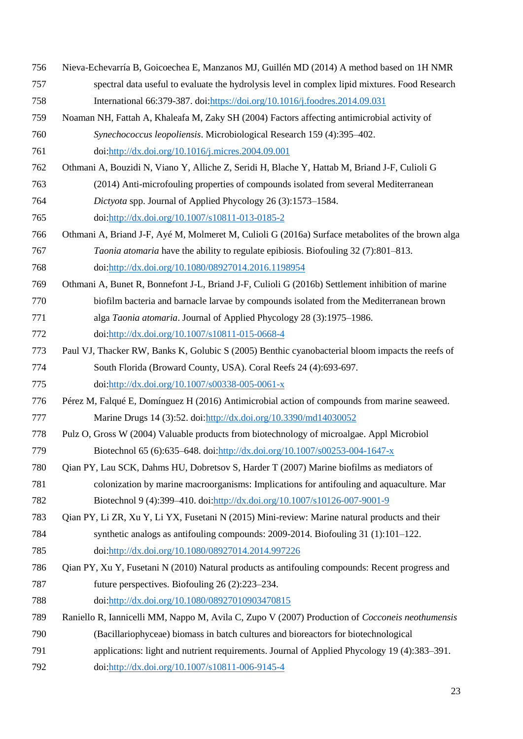Nieva-Echevarría B, Goicoechea E, Manzanos MJ, Guillén MD (2014) A method based on 1H NMR spectral data useful to evaluate the hydrolysis level in complex lipid mixtures. Food Research International 66:379-387. doi:https://doi.org/10.1016/j.foodres.2014.09.031

Noaman NH, Fattah A, Khaleafa M, Zaky SH (2004) Factors affecting antimicrobial activity of *Synechococcus leopoliensis*. Microbiological Research 159 (4):395–402. doi:http://dx.doi.org/10.1016/j.micres.2004.09.001

Othmani A, Bouzidi N, Viano Y, Alliche Z, Seridi H, Blache Y, Hattab M, Briand J-F, Culioli G (2014) Anti-microfouling properties of compounds isolated from several Mediterranean *Dictyota* spp. Journal of Applied Phycology 26 (3):1573–1584. doi:http://dx.doi.org/10.1007/s10811-013-0185-2

Othmani A, Briand J-F, Ayé M, Molmeret M, Culioli G (2016a) Surface metabolites of the brown alga *Taonia atomaria* have the ability to regulate epibiosis. Biofouling 32 (7):801–813. doi:http://dx.doi.org/10.1080/08927014.2016.1198954

Othmani A, Bunet R, Bonnefont J-L, Briand J-F, Culioli G (2016b) Settlement inhibition of marine biofilm bacteria and barnacle larvae by compounds isolated from the Mediterranean brown alga *Taonia atomaria*. Journal of Applied Phycology 28 (3):1975–1986. doi:http://dx.doi.org/10.1007/s10811-015-0668-4

Paul VJ, Thacker RW, Banks K, Golubic S (2005) Benthic cyanobacterial bloom impacts the reefs of South Florida (Broward County, USA). Coral Reefs 24 (4):693-697. doi:http://dx.doi.org/10.1007/s00338-005-0061-x

Pérez M, Falqué E, Domínguez H (2016) Antimicrobial action of compounds from marine seaweed. Marine Drugs 14 (3):52. doi:http://dx.doi.org/10.3390/md14030052

Pulz O, Gross W (2004) Valuable products from biotechnology of microalgae. Appl Microbiol Biotechnol 65 (6):635–648. doi:http://dx.doi.org/10.1007/s00253-004-1647-x

Qian PY, Lau SCK, Dahms HU, Dobretsov S, Harder T (2007) Marine biofilms as mediators of colonization by marine macroorganisms: Implications for antifouling and aquaculture. Mar Biotechnol 9 (4):399–410. doi:http://dx.doi.org/10.1007/s10126-007-9001-9

Qian PY, Li ZR, Xu Y, Li YX, Fusetani N (2015) Mini-review: Marine natural products and their synthetic analogs as antifouling compounds: 2009-2014. Biofouling 31 (1):101–122. doi:http://dx.doi.org/10.1080/08927014.2014.997226

Qian PY, Xu Y, Fusetani N (2010) Natural products as antifouling compounds: Recent progress and future perspectives. Biofouling 26 (2):223–234. doi:http://dx.doi.org/10.1080/08927010903470815

Raniello R, Iannicelli MM, Nappo M, Avila C, Zupo V (2007) Production of *Cocconeis neothumensis* (Bacillariophyceae) biomass in batch cultures and bioreactors for biotechnological applications: light and nutrient requirements. Journal of Applied Phycology 19 (4):383–391. doi:http://dx.doi.org/10.1007/s10811-006-9145-4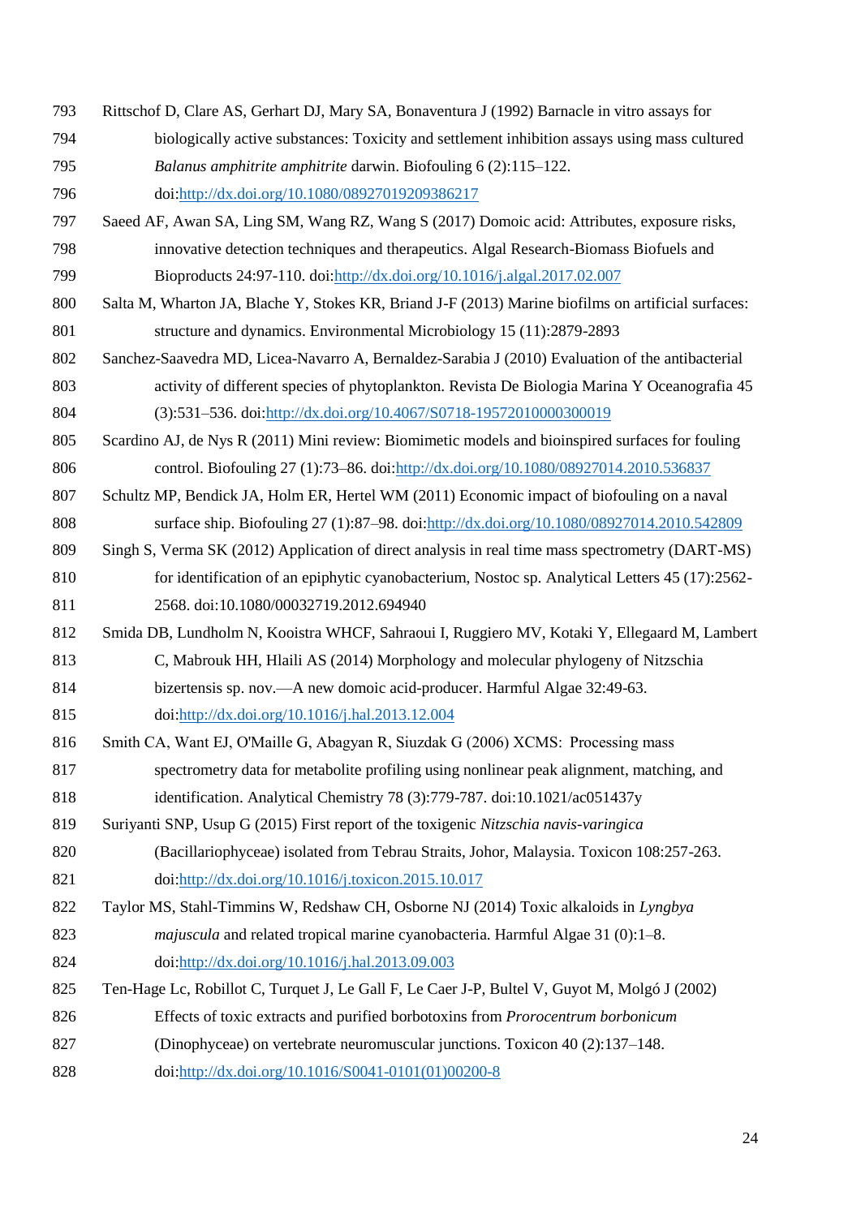Rittschof D, Clare AS, Gerhart DJ, Mary SA, Bonaventura J (1992) Barnacle in vitro assays for biologically active substances: Toxicity and settlement inhibition assays using mass cultured *Balanus amphitrite amphitrite* darwin. Biofouling 6 (2):115–122. doi:http://dx.doi.org/10.1080/08927019209386217

Saeed AF, Awan SA, Ling SM, Wang RZ, Wang S (2017) Domoic acid: Attributes, exposure risks, innovative detection techniques and therapeutics. Algal Research-Biomass Biofuels and Bioproducts 24:97-110. doi:http://dx.doi.org/10.1016/j.algal.2017.02.007

Salta M, Wharton JA, Blache Y, Stokes KR, Briand J-F (2013) Marine biofilms on artificial surfaces: structure and dynamics. Environmental Microbiology 15 (11):2879-2893

Sanchez-Saavedra MD, Licea-Navarro A, Bernaldez-Sarabia J (2010) Evaluation of the antibacterial activity of different species of phytoplankton. Revista De Biologia Marina Y Oceanografia 45 (3):531–536. doi:http://dx.doi.org/10.4067/S0718-19572010000300019

Scardino AJ, de Nys R (2011) Mini review: Biomimetic models and bioinspired surfaces for fouling control. Biofouling 27 (1):73–86. doi:http://dx.doi.org/10.1080/08927014.2010.536837

Schultz MP, Bendick JA, Holm ER, Hertel WM (2011) Economic impact of biofouling on a naval surface ship. Biofouling 27 (1):87–98. doi:http://dx.doi.org/10.1080/08927014.2010.542809

Singh S, Verma SK (2012) Application of direct analysis in real time mass spectrometry (DART-MS) for identification of an epiphytic cyanobacterium, Nostoc sp. Analytical Letters 45 (17):2562-2568. doi:10.1080/00032719.2012.694940

Smida DB, Lundholm N, Kooistra WHCF, Sahraoui I, Ruggiero MV, Kotaki Y, Ellegaard M, Lambert C, Mabrouk HH, Hlaili AS (2014) Morphology and molecular phylogeny of Nitzschia bizertensis sp. nov.—A new domoic acid-producer. Harmful Algae 32:49-63. doi:http://dx.doi.org/10.1016/j.hal.2013.12.004

Smith CA, Want EJ, O'Maille G, Abagyan R, Siuzdak G (2006) XCMS: Processing mass spectrometry data for metabolite profiling using nonlinear peak alignment, matching, and identification. Analytical Chemistry 78 (3):779-787. doi:10.1021/ac051437y

Suriyanti SNP, Usup G (2015) First report of the toxigenic *Nitzschia navis-varingica* (Bacillariophyceae) isolated from Tebrau Straits, Johor, Malaysia. Toxicon 108:257-263. doi:http://dx.doi.org/10.1016/j.toxicon.2015.10.017

Taylor MS, Stahl-Timmins W, Redshaw CH, Osborne NJ (2014) Toxic alkaloids in *Lyngbya majuscula* and related tropical marine cyanobacteria. Harmful Algae 31 (0):1–8. doi:http://dx.doi.org/10.1016/j.hal.2013.09.003

Ten-Hage Lc, Robillot C, Turquet J, Le Gall F, Le Caer J-P, Bultel V, Guyot M, Molgó J (2002) Effects of toxic extracts and purified borbotoxins from *Prorocentrum borbonicum* (Dinophyceae) on vertebrate neuromuscular junctions. Toxicon 40 (2):137–148. doi:http://dx.doi.org/10.1016/S0041-0101(01)00200-8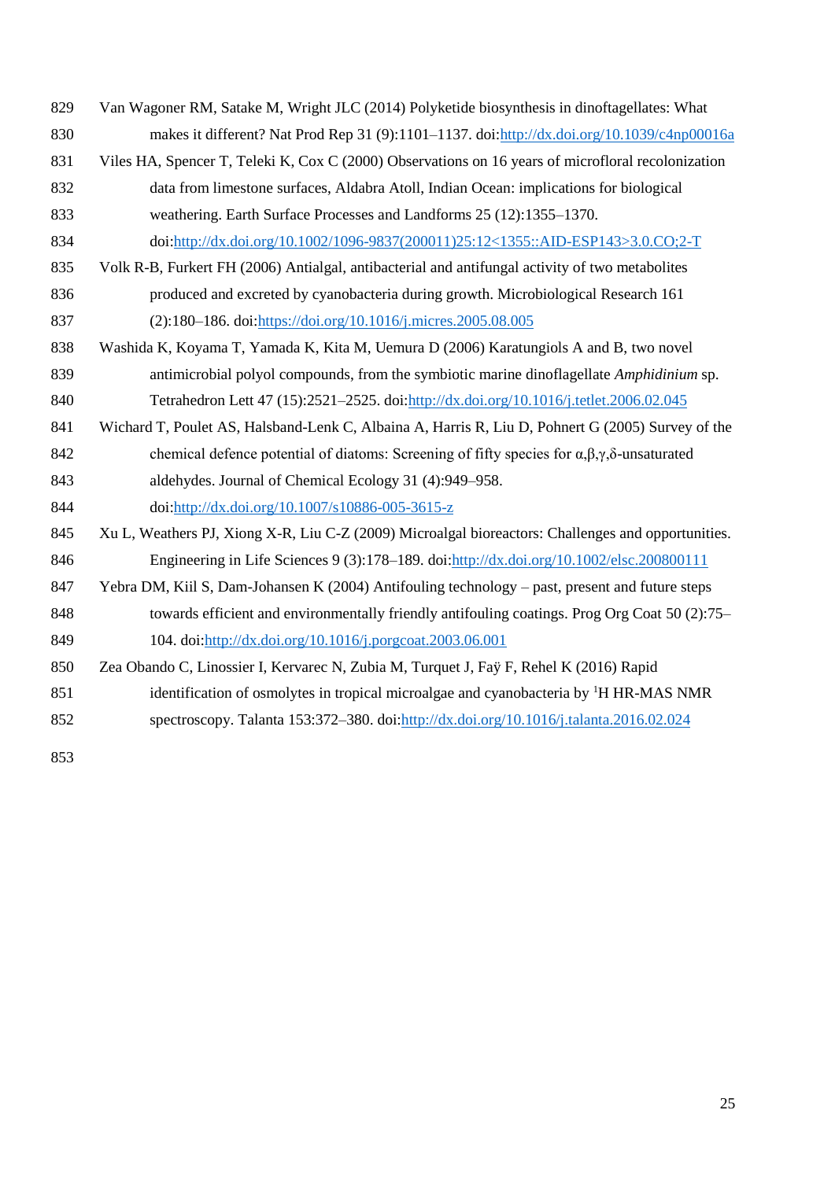Van Wagoner RM, Satake M, Wright JLC (2014) Polyketide biosynthesis in dinoftagellates: What makes it different? Nat Prod Rep 31 (9):1101–1137. doi:http://dx.doi.org/10.1039/c4np00016a

Viles HA, Spencer T, Teleki K, Cox C (2000) Observations on 16 years of microfloral recolonization data from limestone surfaces, Aldabra Atoll, Indian Ocean: implications for biological weathering. Earth Surface Processes and Landforms 25 (12):1355–1370. doi:http://dx.doi.org/10.1002/1096-9837(200011)25:12<1355::AID-ESP143>3.0.CO;2-T

Volk R-B, Furkert FH (2006) Antialgal, antibacterial and antifungal activity of two metabolites produced and excreted by cyanobacteria during growth. Microbiological Research 161 (2):180–186. doi:https://doi.org/10.1016/j.micres.2005.08.005

Washida K, Koyama T, Yamada K, Kita M, Uemura D (2006) Karatungiols A and B, two novel antimicrobial polyol compounds, from the symbiotic marine dinoflagellate *Amphidinium* sp. Tetrahedron Lett 47 (15):2521–2525. doi:http://dx.doi.org/10.1016/j.tetlet.2006.02.045

Wichard T, Poulet AS, Halsband-Lenk C, Albaina A, Harris R, Liu D, Pohnert G (2005) Survey of the chemical defence potential of diatoms: Screening of fifty species for α,β,γ,δ-unsaturated aldehydes. Journal of Chemical Ecology 31 (4):949–958. doi:http://dx.doi.org/10.1007/s10886-005-3615-z

Xu L, Weathers PJ, Xiong X-R, Liu C-Z (2009) Microalgal bioreactors: Challenges and opportunities. Engineering in Life Sciences 9 (3):178–189. doi:http://dx.doi.org/10.1002/elsc.200800111

Yebra DM, Kiil S, Dam-Johansen K (2004) Antifouling technology – past, present and future steps towards efficient and environmentally friendly antifouling coatings. Prog Org Coat 50 (2):75–104. doi:http://dx.doi.org/10.1016/j.porgcoat.2003.06.001

Zea Obando C, Linossier I, Kervarec N, Zubia M, Turquet J, Faÿ F, Rehel K (2016) Rapid identification of osmolytes in tropical microalgae and cyanobacteria by $^{1}$H HR-MAS NMR spectroscopy. Talanta 153:372–380. doi:http://dx.doi.org/10.1016/j.talanta.2016.02.024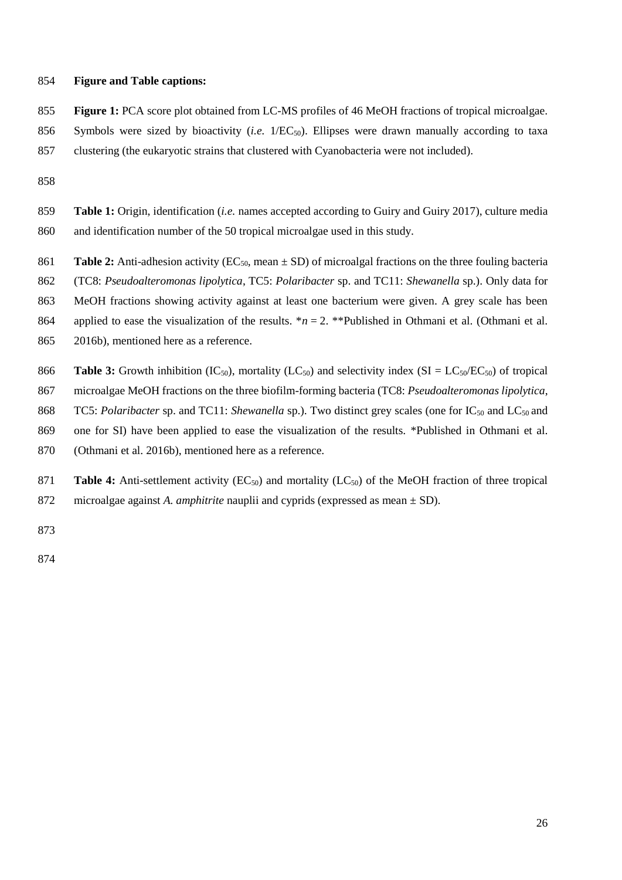**Figure and Table captions:**

**Figure 1:** PCA score plot obtained from LC-MS profiles of 46 MeOH fractions of tropical microalgae. Symbols were sized by bioactivity (*i.e.* $1/EC_{50}$). Ellipses were drawn manually according to taxa clustering (the eukaryotic strains that clustered with Cyanobacteria were not included).

**Table 1:** Origin, identification (*i.e.* names accepted according to Guiry and Guiry 2017), culture media and identification number of the 50 tropical microalgae used in this study.

**Table 2:** Anti-adhesion activity ($EC_{50}$, mean ± SD) of microalgal fractions on the three fouling bacteria (TC8: *Pseudoalteromonas lipolytica*, TC5: *Polaribacter* sp. and TC11: *Shewanella* sp.). Only data for MeOH fractions showing activity against at least one bacterium were given. A grey scale has been applied to ease the visualization of the results. *$n = 2$. **Published in Othmani et al. (Othmani et al. 2016b), mentioned here as a reference.

**Table 3:** Growth inhibition ($IC_{50}$), mortality ($LC_{50}$) and selectivity index ($SI = LC_{50}/EC_{50}$) of tropical microalgae MeOH fractions on the three biofilm-forming bacteria (TC8: *Pseudoalteromonas lipolytica*, TC5: *Polaribacter* sp. and TC11: *Shewanella* sp.). Two distinct grey scales (one for $IC_{50}$ and $LC_{50}$ and one for SI) have been applied to ease the visualization of the results. *Published in Othmani et al. (Othmani et al. 2016b), mentioned here as a reference.

**Table 4:** Anti-settlement activity ($EC_{50}$) and mortality ($LC_{50}$) of the MeOH fraction of three tropical microalgae against *A. amphitrite* nauplii and cyprids (expressed as mean ± SD).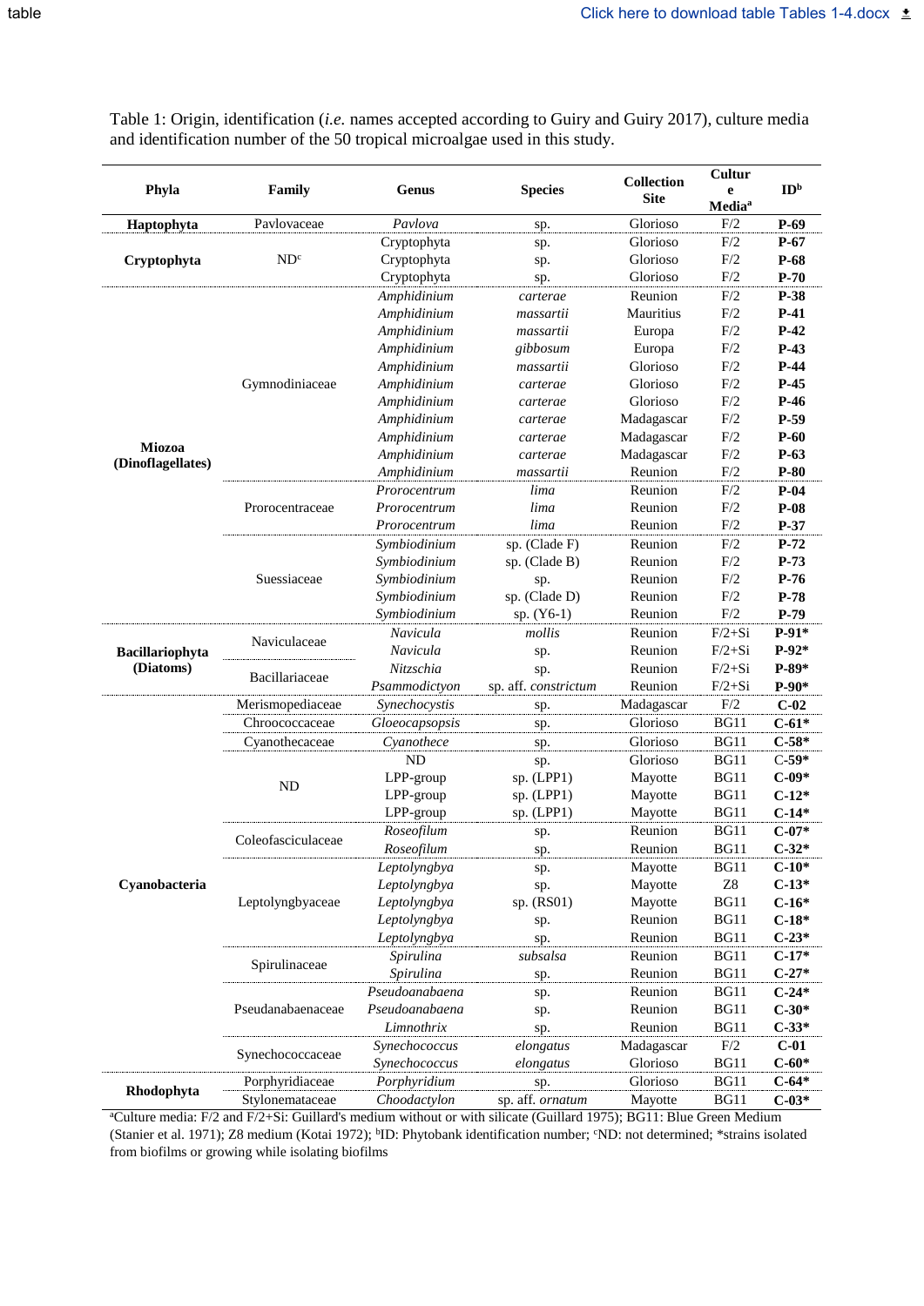table Click here to download table Tables 1-4.docx

Table 1: Origin, identification (*i.e.* names accepted according to Guiry and Guiry 2017), culture media and identification number of the 50 tropical microalgae used in this study.

| Phyla | Family | Genus | Species | Collection Site | Culture Media[a] | ID[b] |
|---|---|---|---|---|---|---|
| **Haptophyta** | Pavlovaceae | *Pavlova* | sp. | Glorioso | F/2 | **P-69** |
| **Cryptophyta** | ND[c] | Cryptophyta | sp. | Glorioso | F/2 | **P-67** |
| | | Cryptophyta | sp. | Glorioso | F/2 | **P-68** |
| | | Cryptophyta | sp. | Glorioso | F/2 | **P-70** |
| **Miozoa (Dinoflagellates)** | Gymnodiniaceae | *Amphidinium* | *carterae* | Reunion | F/2 | **P-38** |
| | | *Amphidinium* | *massartii* | Mauritius | F/2 | **P-41** |
| | | *Amphidinium* | *massartii* | Europa | F/2 | **P-42** |
| | | *Amphidinium* | *gibbosum* | Europa | F/2 | **P-43** |
| | | *Amphidinium* | *massartii* | Glorioso | F/2 | **P-44** |
| | | *Amphidinium* | *carterae* | Glorioso | F/2 | **P-45** |
| | | *Amphidinium* | *carterae* | Glorioso | F/2 | **P-46** |
| | | *Amphidinium* | *carterae* | Madagascar | F/2 | **P-59** |
| | | *Amphidinium* | *carterae* | Madagascar | F/2 | **P-60** |
| | | *Amphidinium* | *carterae* | Madagascar | F/2 | **P-63** |
| | | *Amphidinium* | *massartii* | Reunion | F/2 | **P-80** |
| | Prorocentraceae | *Prorocentrum* | *lima* | Reunion | F/2 | **P-04** |
| | | *Prorocentrum* | *lima* | Reunion | F/2 | **P-08** |
| | | *Prorocentrum* | *lima* | Reunion | F/2 | **P-37** |
| | Suessiaceae | *Symbiodinium* | sp. (Clade F) | Reunion | F/2 | **P-72** |
| | | *Symbiodinium* | sp. (Clade B) | Reunion | F/2 | **P-73** |
| | | *Symbiodinium* | sp. | Reunion | F/2 | **P-76** |
| | | *Symbiodinium* | sp. (Clade D) | Reunion | F/2 | **P-78** |
| | | *Symbiodinium* | sp. (Y6-1) | Reunion | F/2 | **P-79** |
| **Bacillariophyta (Diatoms)** | Naviculaceae | *Navicula* | *mollis* | Reunion | F/2+Si | **P-91*** |
| | | *Navicula* | sp. | Reunion | F/2+Si | **P-92*** |
| | Bacillariaceae | *Nitzschia* | sp. | Reunion | F/2+Si | **P-89*** |
| | | *Psammodictyon* | sp. aff. *constrictum* | Reunion | F/2+Si | **P-90*** |
| **Cyanobacteria** | Merismopediaceae | *Synechocystis* | sp. | Madagascar | F/2 | **C-02** |
| | Chroococcaceae | *Gloeocapsopsis* | sp. | Glorioso | BG11 | **C-61*** |
| | Cyanothecaceae | *Cyanothece* | sp. | Glorioso | BG11 | **C-58*** |
| | ND | ND | sp. | Glorioso | BG11 | C-59* |
| | | LPP-group | sp. (LPP1) | Mayotte | BG11 | **C-09*** |
| | | LPP-group | sp. (LPP1) | Mayotte | BG11 | **C-12*** |
| | | LPP-group | sp. (LPP1) | Mayotte | BG11 | **C-14*** |
| | Coleofasciculaceae | *Roseofilum* | sp. | Reunion | BG11 | **C-07*** |
| | | *Roseofilum* | sp. | Reunion | BG11 | **C-32*** |
| | Leptolyngbyaceae | *Leptolyngbya* | sp. | Mayotte | BG11 | **C-10*** |
| | | *Leptolyngbya* | sp. | Mayotte | Z8 | **C-13*** |
| | | *Leptolyngbya* | sp. (RS01) | Mayotte | BG11 | **C-16*** |
| | | *Leptolyngbya* | sp. | Reunion | BG11 | **C-18*** |
| | | *Leptolyngbya* | sp. | Reunion | BG11 | **C-23*** |
| | Spirulinaceae | *Spirulina* | *subsalsa* | Reunion | BG11 | **C-17*** |
| | | *Spirulina* | sp. | Reunion | BG11 | **C-27*** |
| | Pseudanabaenaceae | *Pseudoanabaena* | sp. | Reunion | BG11 | **C-24*** |
| | | *Pseudoanabaena* | sp. | Reunion | BG11 | **C-30*** |
| | | *Limnothrix* | sp. | Reunion | BG11 | **C-33*** |
| | Synechococcaceae | *Synechococcus* | *elongatus* | Madagascar | F/2 | **C-01** |
| | | *Synechococcus* | *elongatus* | Glorioso | BG11 | **C-60*** |
| **Rhodophyta** | Porphyridiaceae | *Porphyridium* | sp. | Glorioso | BG11 | **C-64*** |
| | Stylonemataceae | *Choodactylon* | sp. aff. *ornatum* | Mayotte | BG11 | **C-03*** |

[a]Culture media: F/2 and F/2+Si: Guillard's medium without or with silicate (Guillard 1975); BG11: Blue Green Medium (Stanier et al. 1971); Z8 medium (Kotai 1972); [b]ID: Phytobank identification number; [c]ND: not determined; *strains isolated from biofilms or growing while isolating biofilms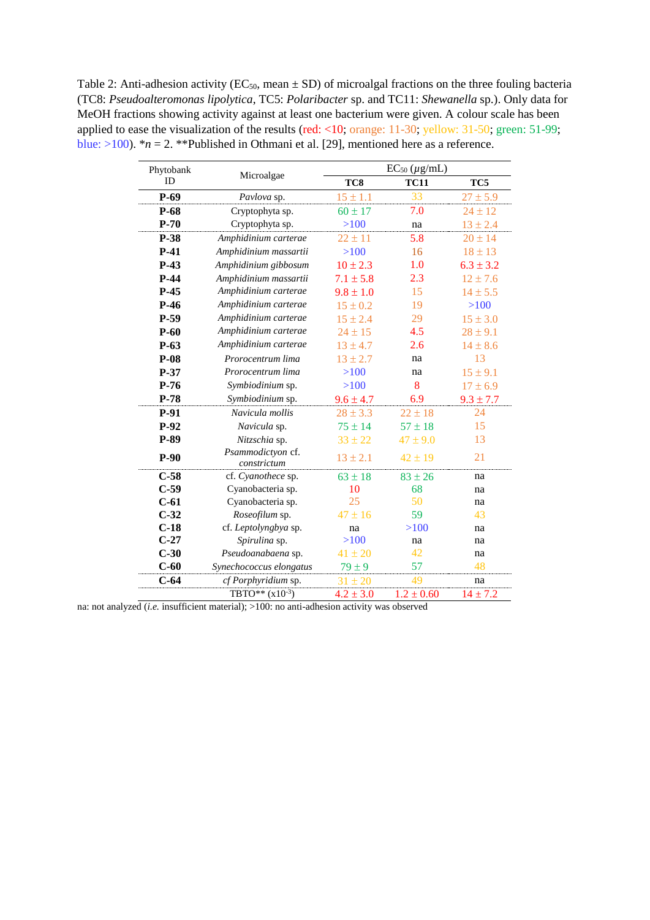Table 2: Anti-adhesion activity ($EC_{50}$, mean ± SD) of microalgal fractions on the three fouling bacteria (TC8: *Pseudoalteromonas lipolytica*, TC5: *Polaribacter* sp. and TC11: *Shewanella* sp.). Only data for MeOH fractions showing activity against at least one bacterium were given. A colour scale has been applied to ease the visualization of the results (red: <10; orange: 11-30; yellow: 31-50; green: 51-99; blue: >100). \**n* = 2. \*\*Published in Othmani et al. [29], mentioned here as a reference.

| Phytobank ID | Microalgae | $EC_{50}$ (µg/mL) | | |
|---|---|---|---|---|
| | | **TC8** | **TC11** | **TC5** |
| **P-69** | *Pavlova* sp. | 15 ± 1.1 | 33 | 27 ± 5.9 |
| **P-68** | Cryptophyta sp. | 60 ± 17 | 7.0 | 24 ± 12 |
| **P-70** | Cryptophyta sp. | >100 | na | 13 ± 2.4 |
| **P-38** | *Amphidinium carterae* | 22 ± 11 | 5.8 | 20 ± 14 |
| **P-41** | *Amphidinium massartii* | >100 | 16 | 18 ± 13 |
| **P-43** | *Amphidinium gibbosum* | 10 ± 2.3 | 1.0 | 6.3 ± 3.2 |
| **P-44** | *Amphidinium massartii* | 7.1 ± 5.8 | 2.3 | 12 ± 7.6 |
| **P-45** | *Amphidinium carterae* | 9.8 ± 1.0 | 15 | 14 ± 5.5 |
| **P-46** | *Amphidinium carterae* | 15 ± 0.2 | 19 | >100 |
| **P-59** | *Amphidinium carterae* | 15 ± 2.4 | 29 | 15 ± 3.0 |
| **P-60** | *Amphidinium carterae* | 24 ± 15 | 4.5 | 28 ± 9.1 |
| **P-63** | *Amphidinium carterae* | 13 ± 4.7 | 2.6 | 14 ± 8.6 |
| **P-08** | *Prorocentrum lima* | 13 ± 2.7 | na | 13 |
| **P-37** | *Prorocentrum lima* | >100 | na | 15 ± 9.1 |
| **P-76** | *Symbiodinium* sp. | >100 | 8 | 17 ± 6.9 |
| **P-78** | *Symbiodinium* sp. | 9.6 ± 4.7 | 6.9 | 9.3 ± 7.7 |
| **P-91** | *Navicula mollis* | 28 ± 3.3 | 22 ± 18 | 24 |
| **P-92** | *Navicula* sp. | 75 ± 14 | 57 ± 18 | 15 |
| **P-89** | *Nitzschia* sp. | 33 ± 22 | 47 ± 9.0 | 13 |
| **P-90** | *Psammodictyon* cf. *constrictum* | 13 ± 2.1 | 42 ± 19 | 21 |
| **C-58** | cf. *Cyanothece* sp. | 63 ± 18 | 83 ± 26 | na |
| **C-59** | Cyanobacteria sp. | 10 | 68 | na |
| **C-61** | Cyanobacteria sp. | 25 | 50 | na |
| **C-32** | *Roseofilum* sp. | 47 ± 16 | 59 | 43 |
| **C-18** | cf. *Leptolyngbya* sp. | na | >100 | na |
| **C-27** | *Spirulina* sp. | >100 | na | na |
| **C-30** | *Pseudoanabaena* sp. | 41 ± 20 | 42 | na |
| **C-60** | *Synechococcus elongatus* | 79 ± 9 | 57 | 48 |
| **C-64** | *cf Porphyridium* sp. | 31 ± 20 | 49 | na |
| | TBTO** ($x10^{-3}$) | 4.2 ± 3.0 | 1.2 ± 0.60 | 14 ± 7.2 |

na: not analyzed (*i.e.* insufficient material); >100: no anti-adhesion activity was observed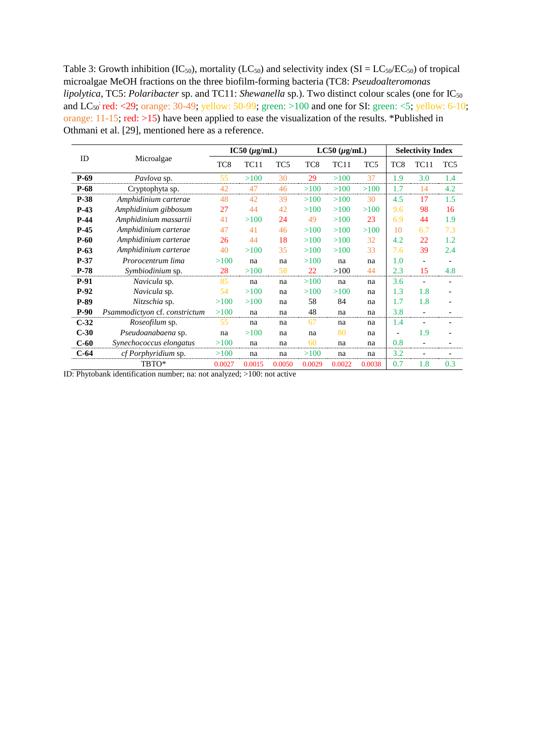Table 3: Growth inhibition ($IC_{50}$), mortality ($LC_{50}$) and selectivity index (SI = $LC_{50}/EC_{50}$) of tropical microalgae MeOH fractions on the three biofilm-forming bacteria (TC8: *Pseudoalteromonas lipolytica*, TC5: *Polaribacter* sp. and TC11: *Shewanella* sp.). Two distinct colour scales (one for $IC_{50}$ and $LC_{50}$: red: <29; orange: 30-49; yellow: 50-99; green: >100 and one for SI: green: <5; yellow: 6-10; orange: 11-15; red: >15) have been applied to ease the visualization of the results. *Published in Othmani et al. [29], mentioned here as a reference.

| ID | Microalgae | IC50 (μg/mL) | | | LC50 (μg/mL) | | | Selectivity Index | | |
|---|---|---|---|---|---|---|---|---|---|---|
| | | TC8 | TC11 | TC5 | TC8 | TC11 | TC5 | TC8 | TC11 | TC5 |
| **P-69** | *Pavlova* sp. | 55 | >100 | 30 | 29 | >100 | 37 | 1.9 | 3.0 | 1.4 |
| **P-68** | Cryptophyta sp. | 42 | 47 | 46 | >100 | >100 | >100 | 1.7 | 14 | 4.2 |
| **P-38** | *Amphidinium carterae* | 48 | 42 | 39 | >100 | >100 | 30 | 4.5 | 17 | 1.5 |
| **P-43** | *Amphidinium gibbosum* | 27 | 44 | 42 | >100 | >100 | >100 | 9.6 | 98 | 16 |
| **P-44** | *Amphidinium massartii* | 41 | >100 | 24 | 49 | >100 | 23 | 6.9 | 44 | 1.9 |
| **P-45** | *Amphidinium carterae* | 47 | 41 | 46 | >100 | >100 | >100 | 10 | 6.7 | 7.3 |
| **P-60** | *Amphidinium carterae* | 26 | 44 | 18 | >100 | >100 | 32 | 4.2 | 22 | 1.2 |
| **P-63** | *Amphidinium carterae* | 40 | >100 | 35 | >100 | >100 | 33 | 7.6 | 39 | 2.4 |
| **P-37** | *Prorocentrum lima* | >100 | na | na | >100 | na | na | 1.0 | - | - |
| **P-78** | *Symbiodinium* sp. | 28 | >100 | 58 | 22 | >100 | 44 | 2.3 | 15 | 4.8 |
| **P-91** | *Navicula* sp. | 85 | na | na | >100 | na | na | 3.6 | - | - |
| **P-92** | *Navicula* sp. | 54 | >100 | na | >100 | >100 | na | 1.3 | 1.8 | - |
| **P-89** | *Nitzschia* sp. | >100 | >100 | na | 58 | 84 | na | 1.7 | 1.8 | - |
| **P-90** | *Psammodictyon* cf. *constrictum* | >100 | na | na | 48 | na | na | 3.8 | - | - |
| **C-32** | *Roseofilum* sp. | 55 | na | na | 67 | na | na | 1.4 | - | - |
| **C-30** | *Pseudoanabeana* sp. | na | >100 | na | na | 80 | na | - | 1.9 | - |
| **C-60** | *Synechococcus elongatus* | >100 | na | na | 60 | na | na | 0.8 | - | - |
| **C-64** | *cf Porphyridium* sp. | >100 | na | na | >100 | na | na | 3.2 | - | - |
| | TBTO* | 0.0027 | 0.0015 | 0.0050 | 0.0029 | 0.0022 | 0.0038 | 0.7 | 1.8 | 0.3 |

ID: Phytobank identification number; na: not analyzed; >100: not active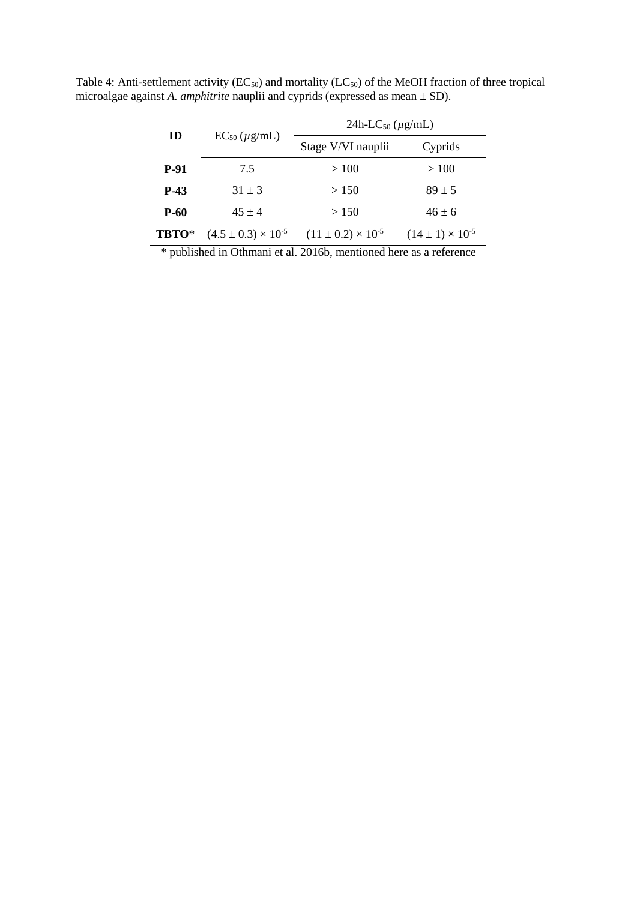Table 4: Anti-settlement activity ($EC_{50}$) and mortality ($LC_{50}$) of the MeOH fraction of three tropical microalgae against *A. amphitrite* nauplii and cyprids (expressed as mean ± SD).

| ID | $EC_{50}$ ($\mu$g/mL) | 24h-$LC_{50}$ ($\mu$g/mL) | |
|---|---|---|---|
| | | Stage V/VI nauplii | Cyprids |
| **P-91** | 7.5 | > 100 | > 100 |
| **P-43** | 31 ± 3 | > 150 | 89 ± 5 |
| **P-60** | 45 ± 4 | > 150 | 46 ± 6 |
| **TBTO*** | $(4.5 \pm 0.3) \times 10^{-5}$ | $(11 \pm 0.2) \times 10^{-5}$ | $(14 \pm 1) \times 10^{-5}$ |

* published in Othmani et al. 2016b, mentioned here as a reference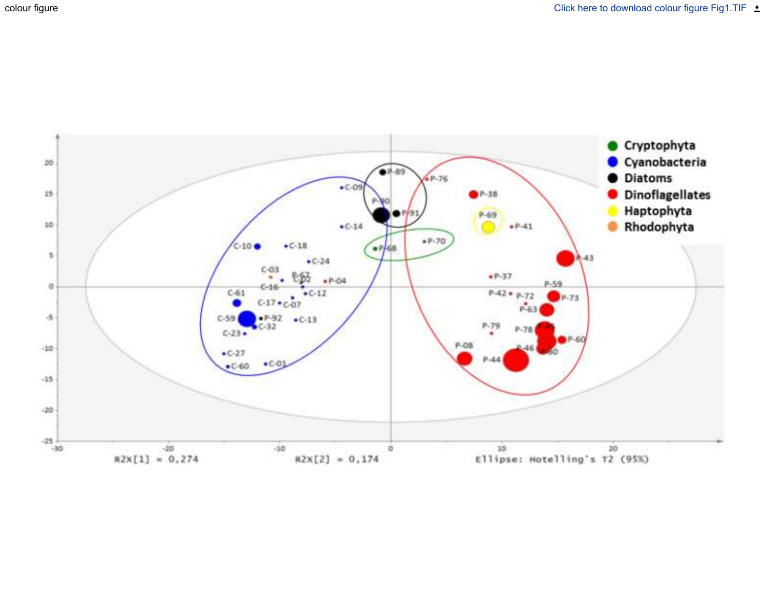colour figure

Click here to download colour figure Fig1.TIF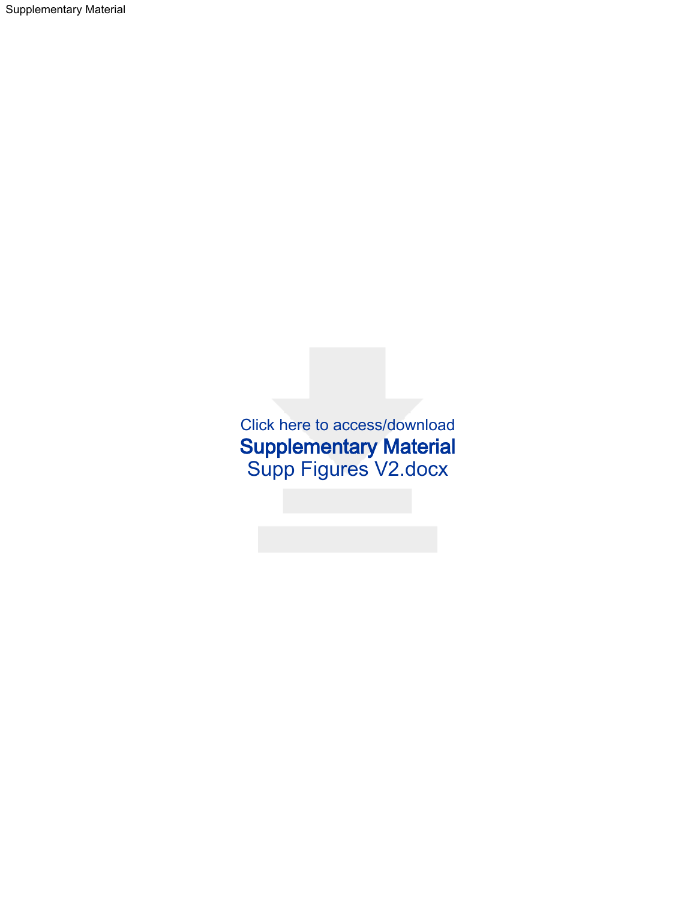Supplementary Material

Click here to access/download
**Supplementary Material**
Supp Figures V2.docx